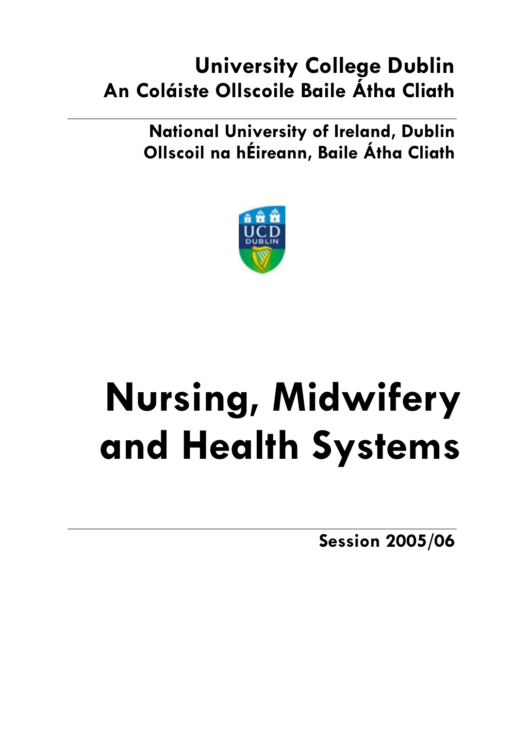**University College Dublin**
**An Coláiste Ollscoile Baile Átha Cliath**

---

**National University of Ireland, Dublin**
**Ollscoil na hÉireann, Baile Átha Cliath**

# Nursing, Midwifery and Health Systems

---

**Session 2005/06**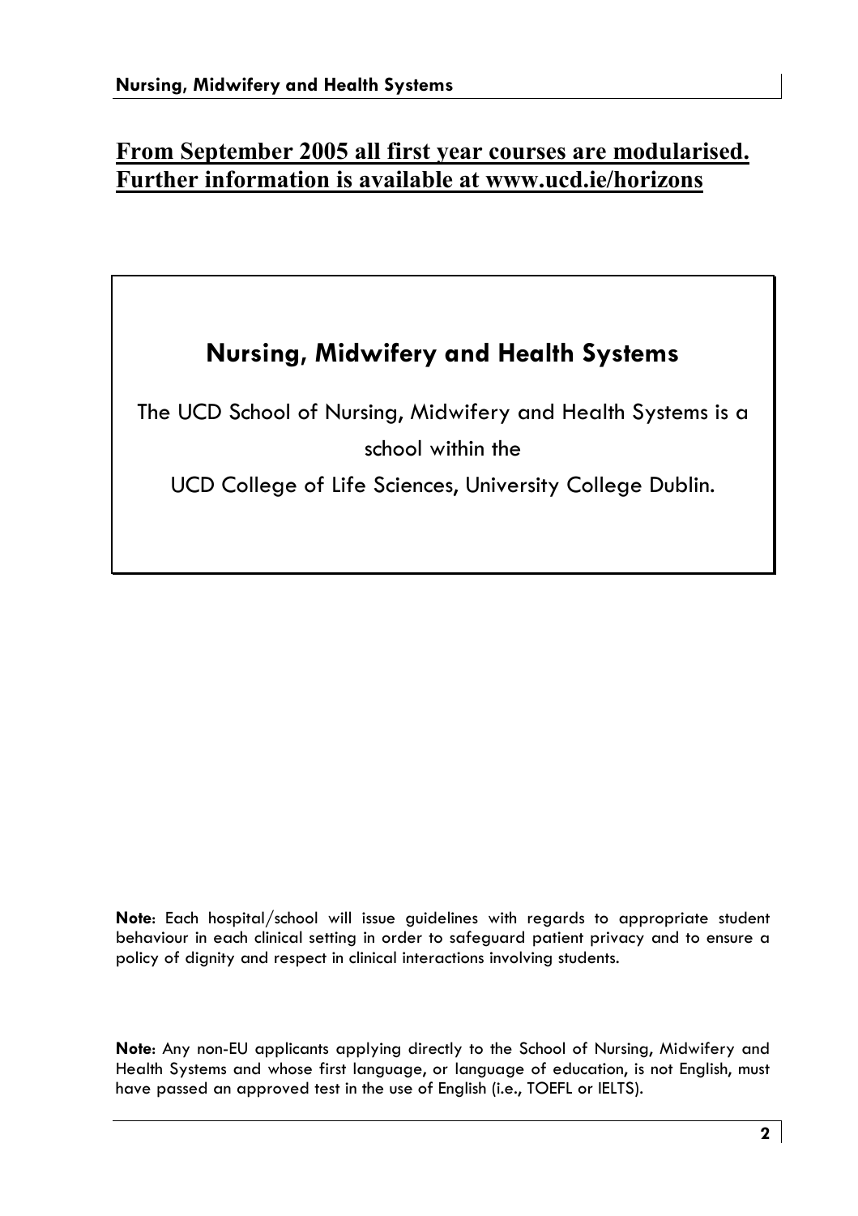**From September 2005 all first year courses are modularised. Further information is available at www.ucd.ie/horizons**

## Nursing, Midwifery and Health Systems

The UCD School of Nursing, Midwifery and Health Systems is a school within the UCD College of Life Sciences, University College Dublin.

**Note**: Each hospital/school will issue guidelines with regards to appropriate student behaviour in each clinical setting in order to safeguard patient privacy and to ensure a policy of dignity and respect in clinical interactions involving students.

**Note**: Any non-EU applicants applying directly to the School of Nursing, Midwifery and Health Systems and whose first language, or language of education, is not English, must have passed an approved test in the use of English (i.e., TOEFL or IELTS).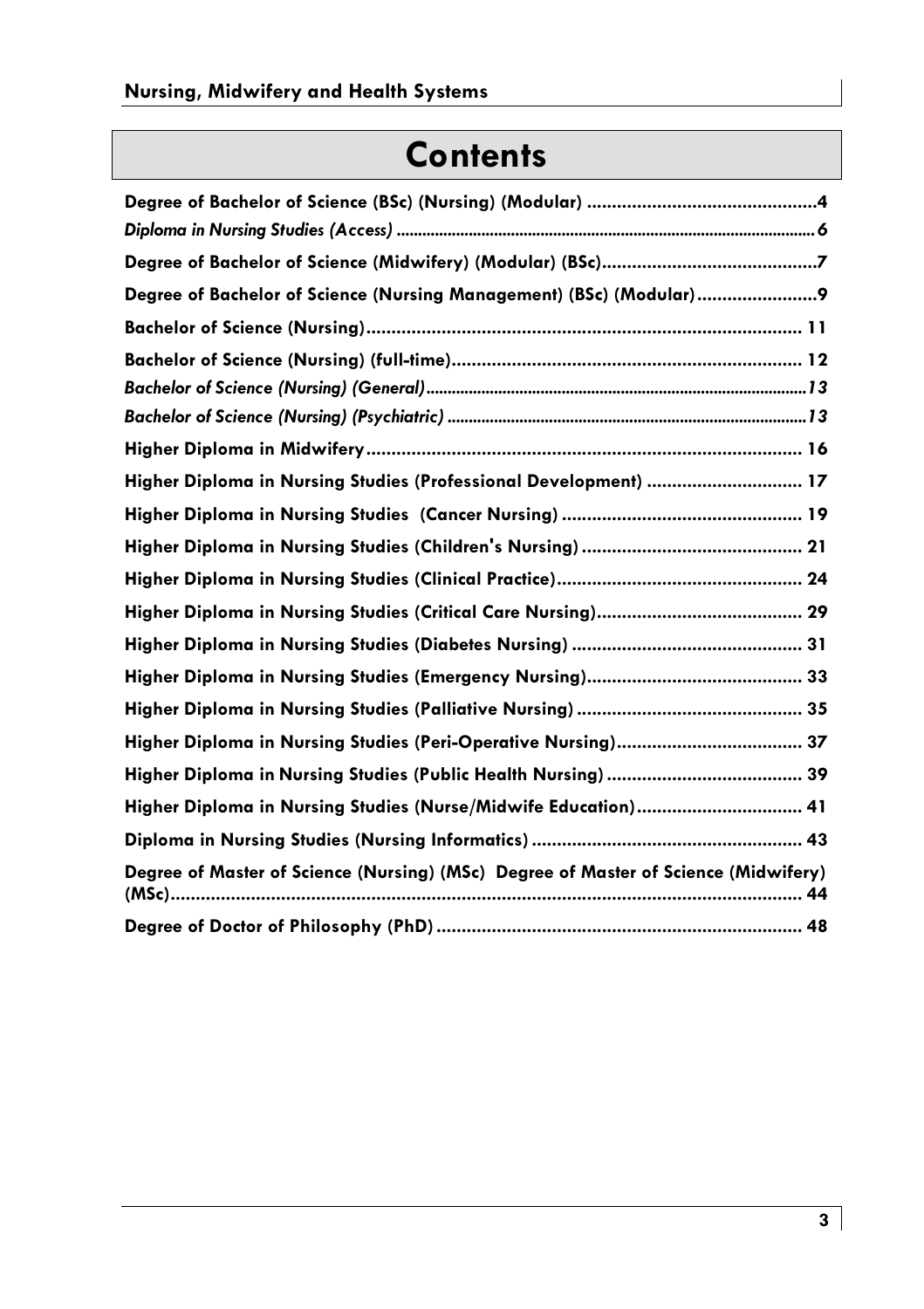# Contents

**Degree of Bachelor of Science (BSc) (Nursing) (Modular)** ....4

*Diploma in Nursing Studies (Access)* ....6

**Degree of Bachelor of Science (Midwifery) (Modular) (BSc)** ....7

**Degree of Bachelor of Science (Nursing Management) (BSc) (Modular)** ....9

**Bachelor of Science (Nursing)** .... 11

**Bachelor of Science (Nursing) (full-time)** .... 12

*Bachelor of Science (Nursing) (General)* ....13

*Bachelor of Science (Nursing) (Psychiatric)* ....13

**Higher Diploma in Midwifery** .... 16

**Higher Diploma in Nursing Studies (Professional Development)** .... 17

**Higher Diploma in Nursing Studies (Cancer Nursing)** .... 19

**Higher Diploma in Nursing Studies (Children's Nursing)** .... 21

**Higher Diploma in Nursing Studies (Clinical Practice)** .... 24

**Higher Diploma in Nursing Studies (Critical Care Nursing)** .... 29

**Higher Diploma in Nursing Studies (Diabetes Nursing)** .... 31

**Higher Diploma in Nursing Studies (Emergency Nursing)** .... 33

**Higher Diploma in Nursing Studies (Palliative Nursing)** .... 35

**Higher Diploma in Nursing Studies (Peri-Operative Nursing)** .... 37

**Higher Diploma in Nursing Studies (Public Health Nursing)** .... 39

**Higher Diploma in Nursing Studies (Nurse/Midwife Education)** .... 41

**Diploma in Nursing Studies (Nursing Informatics)** .... 43

**Degree of Master of Science (Nursing) (MSc) Degree of Master of Science (Midwifery) (MSc)** .... 44

**Degree of Doctor of Philosophy (PhD)** .... 48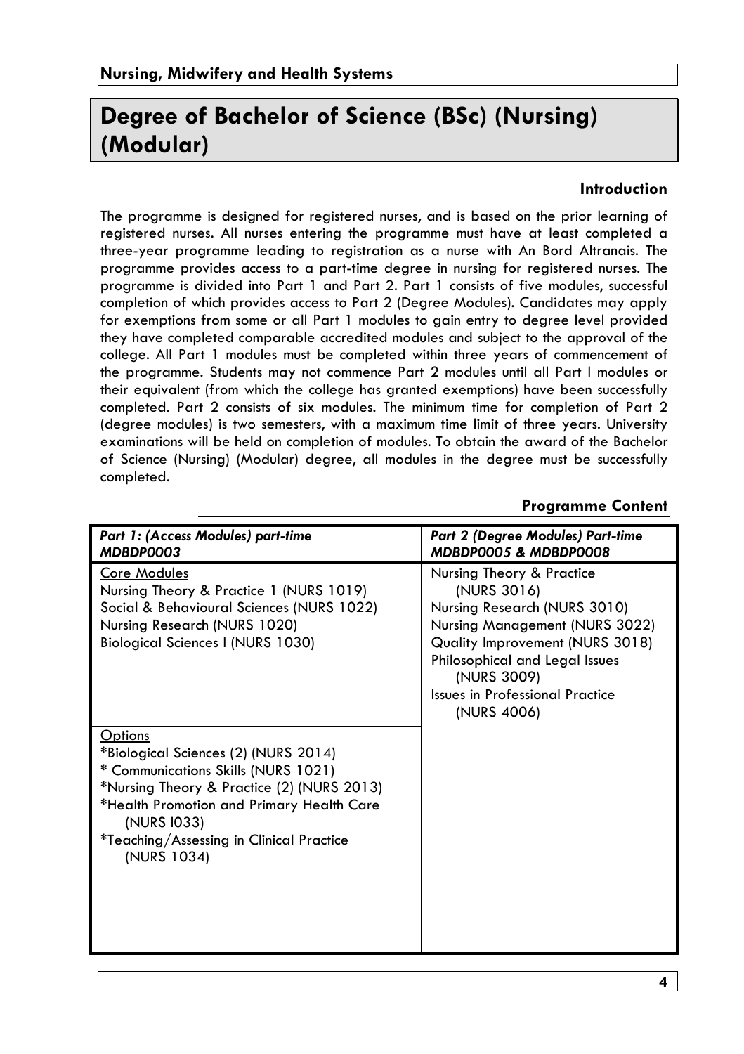## Nursing, Midwifery and Health Systems

# Degree of Bachelor of Science (BSc) (Nursing) (Modular)

### Introduction

The programme is designed for registered nurses, and is based on the prior learning of registered nurses. All nurses entering the programme must have at least completed a three-year programme leading to registration as a nurse with An Bord Altranais. The programme provides access to a part-time degree in nursing for registered nurses. The programme is divided into Part 1 and Part 2. Part 1 consists of five modules, successful completion of which provides access to Part 2 (Degree Modules). Candidates may apply for exemptions from some or all Part 1 modules to gain entry to degree level provided they have completed comparable accredited modules and subject to the approval of the college. All Part 1 modules must be completed within three years of commencement of the programme. Students may not commence Part 2 modules until all Part I modules or their equivalent (from which the college has granted exemptions) have been successfully completed. Part 2 consists of six modules. The minimum time for completion of Part 2 (degree modules) is two semesters, with a maximum time limit of three years. University examinations will be held on completion of modules. To obtain the award of the Bachelor of Science (Nursing) (Modular) degree, all modules in the degree must be successfully completed.

### Programme Content

| ***Part 1: (Access Modules) part-time MDBDP0003*** | ***Part 2 (Degree Modules) Part-time MDBDP0005 & MDBDP0008*** |
|---|---|
| Core Modules<br>Nursing Theory & Practice 1 (NURS 1019)<br>Social & Behavioural Sciences (NURS 1022)<br>Nursing Research (NURS 1020)<br>Biological Sciences I (NURS 1030) | Nursing Theory & Practice (NURS 3016)<br>Nursing Research (NURS 3010)<br>Nursing Management (NURS 3022)<br>Quality Improvement (NURS 3018)<br>Philosophical and Legal Issues (NURS 3009)<br>Issues in Professional Practice (NURS 4006) |
| Options<br>*Biological Sciences (2) (NURS 2014)<br>* Communications Skills (NURS 1021)<br>*Nursing Theory & Practice (2) (NURS 2013)<br>*Health Promotion and Primary Health Care (NURS I033)<br>*Teaching/Assessing in Clinical Practice (NURS 1034) | |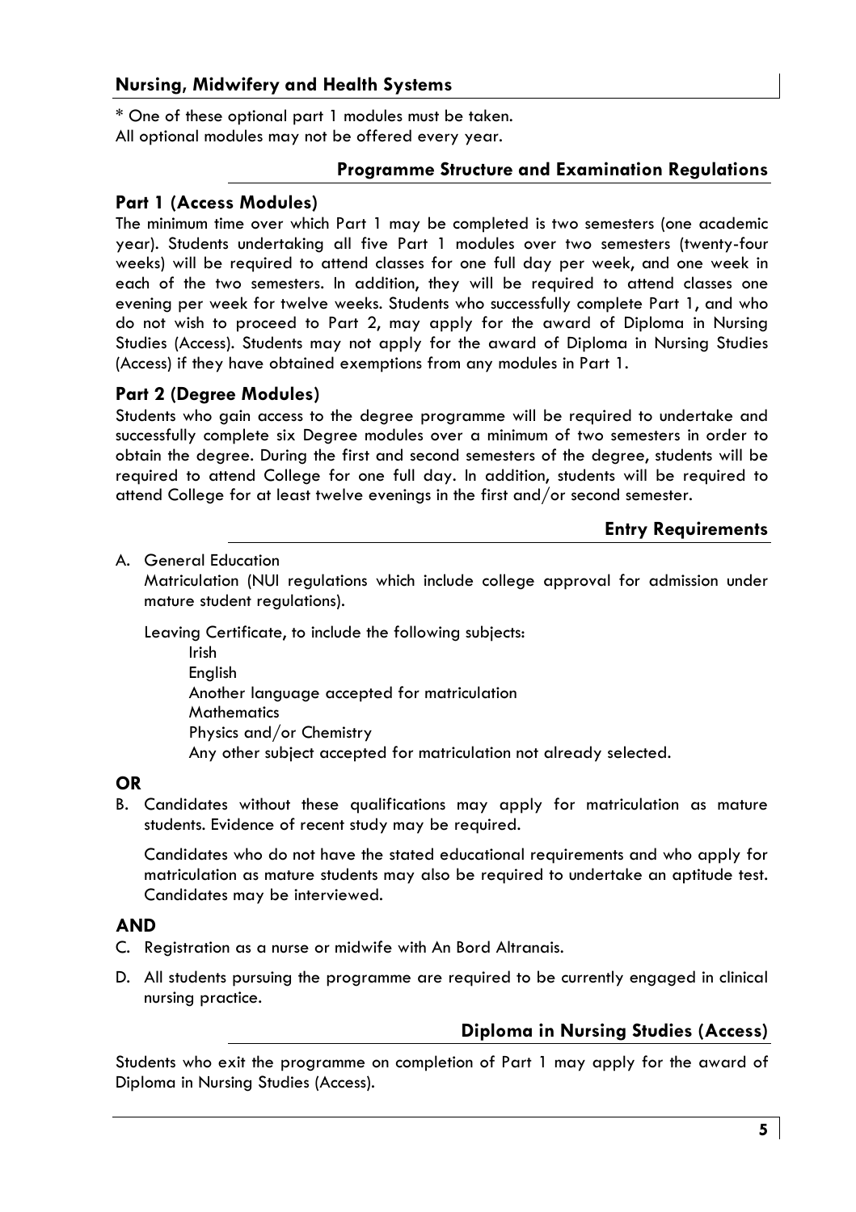## Nursing, Midwifery and Health Systems

* One of these optional part 1 modules must be taken.
All optional modules may not be offered every year.

### Programme Structure and Examination Regulations

#### Part 1 (Access Modules)

The minimum time over which Part 1 may be completed is two semesters (one academic year). Students undertaking all five Part 1 modules over two semesters (twenty-four weeks) will be required to attend classes for one full day per week, and one week in each of the two semesters. In addition, they will be required to attend classes one evening per week for twelve weeks. Students who successfully complete Part 1, and who do not wish to proceed to Part 2, may apply for the award of Diploma in Nursing Studies (Access). Students may not apply for the award of Diploma in Nursing Studies (Access) if they have obtained exemptions from any modules in Part 1.

#### Part 2 (Degree Modules)

Students who gain access to the degree programme will be required to undertake and successfully complete six Degree modules over a minimum of two semesters in order to obtain the degree. During the first and second semesters of the degree, students will be required to attend College for one full day. In addition, students will be required to attend College for at least twelve evenings in the first and/or second semester.

### Entry Requirements

A. General Education

   Matriculation (NUI regulations which include college approval for admission under mature student regulations).

   Leaving Certificate, to include the following subjects:

   - Irish
   - English
   - Another language accepted for matriculation
   - Mathematics
   - Physics and/or Chemistry
   - Any other subject accepted for matriculation not already selected.

**OR**

B. Candidates without these qualifications may apply for matriculation as mature students. Evidence of recent study may be required.

   Candidates who do not have the stated educational requirements and who apply for matriculation as mature students may also be required to undertake an aptitude test. Candidates may be interviewed.

**AND**

C. Registration as a nurse or midwife with An Bord Altranais.

D. All students pursuing the programme are required to be currently engaged in clinical nursing practice.

### Diploma in Nursing Studies (Access)

Students who exit the programme on completion of Part 1 may apply for the award of Diploma in Nursing Studies (Access).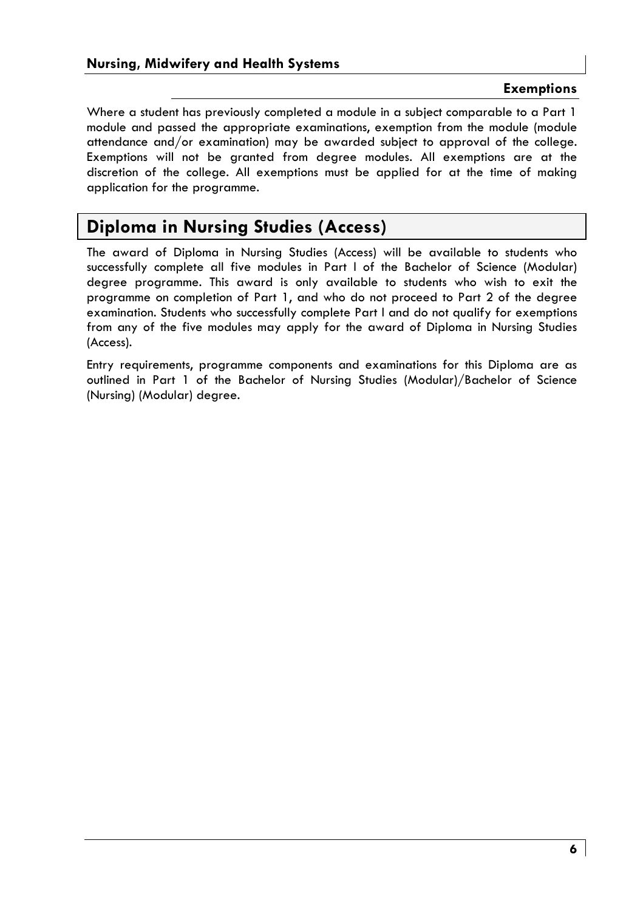### Exemptions

Where a student has previously completed a module in a subject comparable to a Part 1 module and passed the appropriate examinations, exemption from the module (module attendance and/or examination) may be awarded subject to approval of the college. Exemptions will not be granted from degree modules. All exemptions are at the discretion of the college. All exemptions must be applied for at the time of making application for the programme.

## Diploma in Nursing Studies (Access)

The award of Diploma in Nursing Studies (Access) will be available to students who successfully complete all five modules in Part I of the Bachelor of Science (Modular) degree programme. This award is only available to students who wish to exit the programme on completion of Part 1, and who do not proceed to Part 2 of the degree examination. Students who successfully complete Part I and do not qualify for exemptions from any of the five modules may apply for the award of Diploma in Nursing Studies (Access).

Entry requirements, programme components and examinations for this Diploma are as outlined in Part 1 of the Bachelor of Nursing Studies (Modular)/Bachelor of Science (Nursing) (Modular) degree.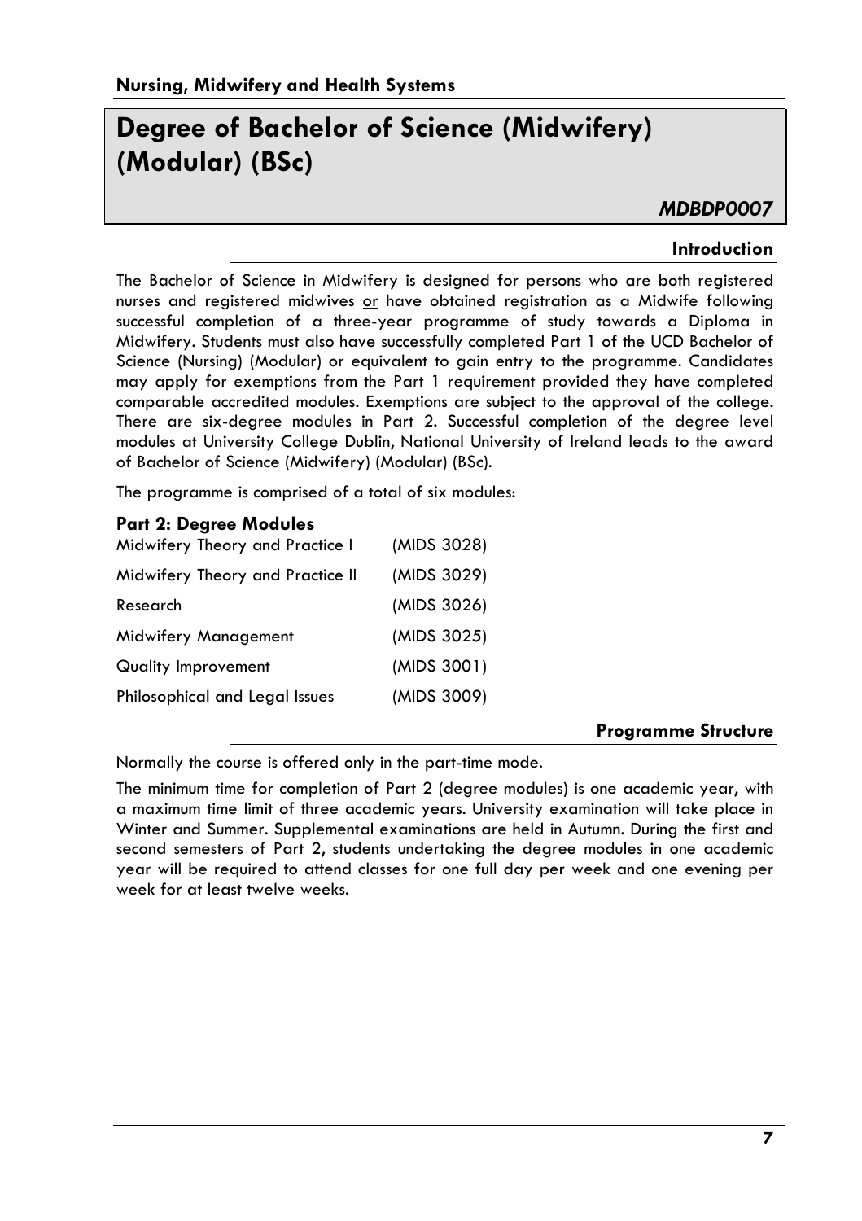# Degree of Bachelor of Science (Midwifery) (Modular) (BSc)

*MDBDP0007*

## Introduction

The Bachelor of Science in Midwifery is designed for persons who are both registered nurses and registered midwives or have obtained registration as a Midwife following successful completion of a three-year programme of study towards a Diploma in Midwifery. Students must also have successfully completed Part 1 of the UCD Bachelor of Science (Nursing) (Modular) or equivalent to gain entry to the programme. Candidates may apply for exemptions from the Part 1 requirement provided they have completed comparable accredited modules. Exemptions are subject to the approval of the college. There are six-degree modules in Part 2. Successful completion of the degree level modules at University College Dublin, National University of Ireland leads to the award of Bachelor of Science (Midwifery) (Modular) (BSc).

The programme is comprised of a total of six modules:

### Part 2: Degree Modules

| | |
|---|---|
| Midwifery Theory and Practice I | (MIDS 3028) |
| Midwifery Theory and Practice II | (MIDS 3029) |
| Research | (MIDS 3026) |
| Midwifery Management | (MIDS 3025) |
| Quality Improvement | (MIDS 3001) |
| Philosophical and Legal Issues | (MIDS 3009) |

## Programme Structure

Normally the course is offered only in the part-time mode.

The minimum time for completion of Part 2 (degree modules) is one academic year, with a maximum time limit of three academic years. University examination will take place in Winter and Summer. Supplemental examinations are held in Autumn. During the first and second semesters of Part 2, students undertaking the degree modules in one academic year will be required to attend classes for one full day per week and one evening per week for at least twelve weeks.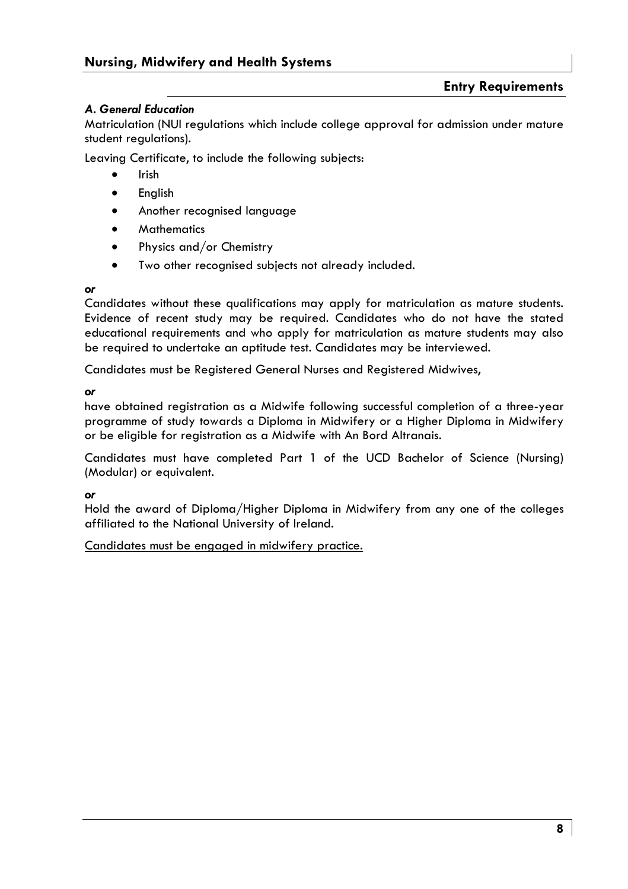## Nursing, Midwifery and Health Systems

### Entry Requirements

***A. General Education***

Matriculation (NUI regulations which include college approval for admission under mature student regulations).

Leaving Certificate, to include the following subjects:

- Irish
- English
- Another recognised language
- Mathematics
- Physics and/or Chemistry
- Two other recognised subjects not already included.

***or***

Candidates without these qualifications may apply for matriculation as mature students. Evidence of recent study may be required. Candidates who do not have the stated educational requirements and who apply for matriculation as mature students may also be required to undertake an aptitude test. Candidates may be interviewed.

Candidates must be Registered General Nurses and Registered Midwives,

***or***

have obtained registration as a Midwife following successful completion of a three-year programme of study towards a Diploma in Midwifery or a Higher Diploma in Midwifery or be eligible for registration as a Midwife with An Bord Altranais.

Candidates must have completed Part 1 of the UCD Bachelor of Science (Nursing) (Modular) or equivalent.

***or***

Hold the award of Diploma/Higher Diploma in Midwifery from any one of the colleges affiliated to the National University of Ireland.

<u>Candidates must be engaged in midwifery practice.</u>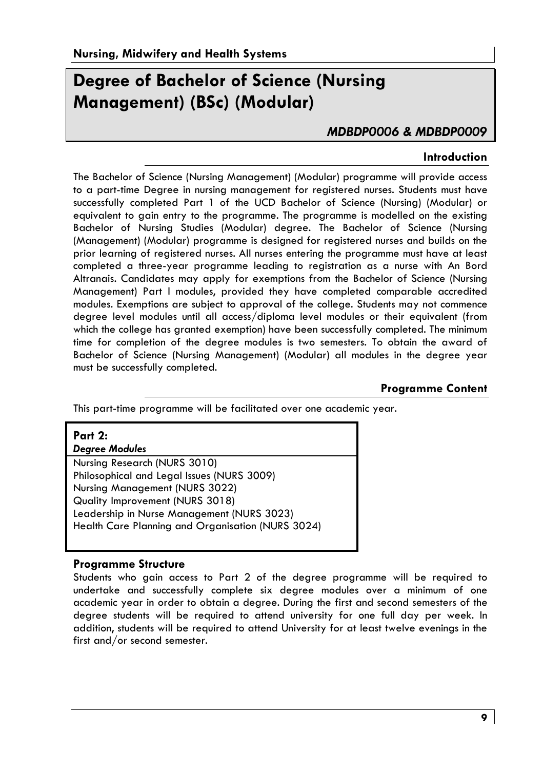**Nursing, Midwifery and Health Systems**

# Degree of Bachelor of Science (Nursing Management) (BSc) (Modular)

*MDBDP0006 & MDBDP0009*

## Introduction

The Bachelor of Science (Nursing Management) (Modular) programme will provide access to a part-time Degree in nursing management for registered nurses. Students must have successfully completed Part 1 of the UCD Bachelor of Science (Nursing) (Modular) or equivalent to gain entry to the programme. The programme is modelled on the existing Bachelor of Nursing Studies (Modular) degree. The Bachelor of Science (Nursing (Management) (Modular) programme is designed for registered nurses and builds on the prior learning of registered nurses. All nurses entering the programme must have at least completed a three-year programme leading to registration as a nurse with An Bord Altranais. Candidates may apply for exemptions from the Bachelor of Science (Nursing Management) Part I modules, provided they have completed comparable accredited modules. Exemptions are subject to approval of the college. Students may not commence degree level modules until all access/diploma level modules or their equivalent (from which the college has granted exemption) have been successfully completed. The minimum time for completion of the degree modules is two semesters. To obtain the award of Bachelor of Science (Nursing Management) (Modular) all modules in the degree year must be successfully completed.

## Programme Content

This part-time programme will be facilitated over one academic year.

**Part 2:**
***Degree Modules***

Nursing Research (NURS 3010)
Philosophical and Legal Issues (NURS 3009)
Nursing Management (NURS 3022)
Quality Improvement (NURS 3018)
Leadership in Nurse Management (NURS 3023)
Health Care Planning and Organisation (NURS 3024)

### Programme Structure

Students who gain access to Part 2 of the degree programme will be required to undertake and successfully complete six degree modules over a minimum of one academic year in order to obtain a degree. During the first and second semesters of the degree students will be required to attend university for one full day per week. In addition, students will be required to attend University for at least twelve evenings in the first and/or second semester.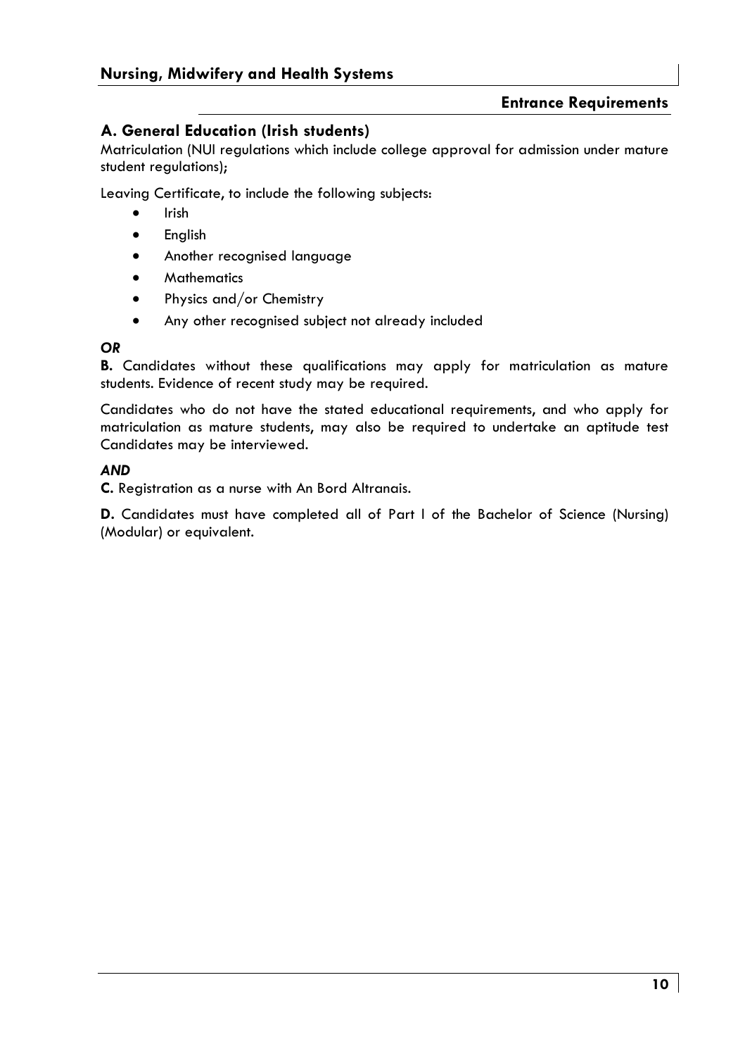## Entrance Requirements

### A. General Education (Irish students)

Matriculation (NUI regulations which include college approval for admission under mature student regulations);

Leaving Certificate, to include the following subjects:

- Irish
- English
- Another recognised language
- Mathematics
- Physics and/or Chemistry
- Any other recognised subject not already included

***OR***

**B.** Candidates without these qualifications may apply for matriculation as mature students. Evidence of recent study may be required.

Candidates who do not have the stated educational requirements, and who apply for matriculation as mature students, may also be required to undertake an aptitude test Candidates may be interviewed.

***AND***

**C.** Registration as a nurse with An Bord Altranais.

**D.** Candidates must have completed all of Part I of the Bachelor of Science (Nursing) (Modular) or equivalent.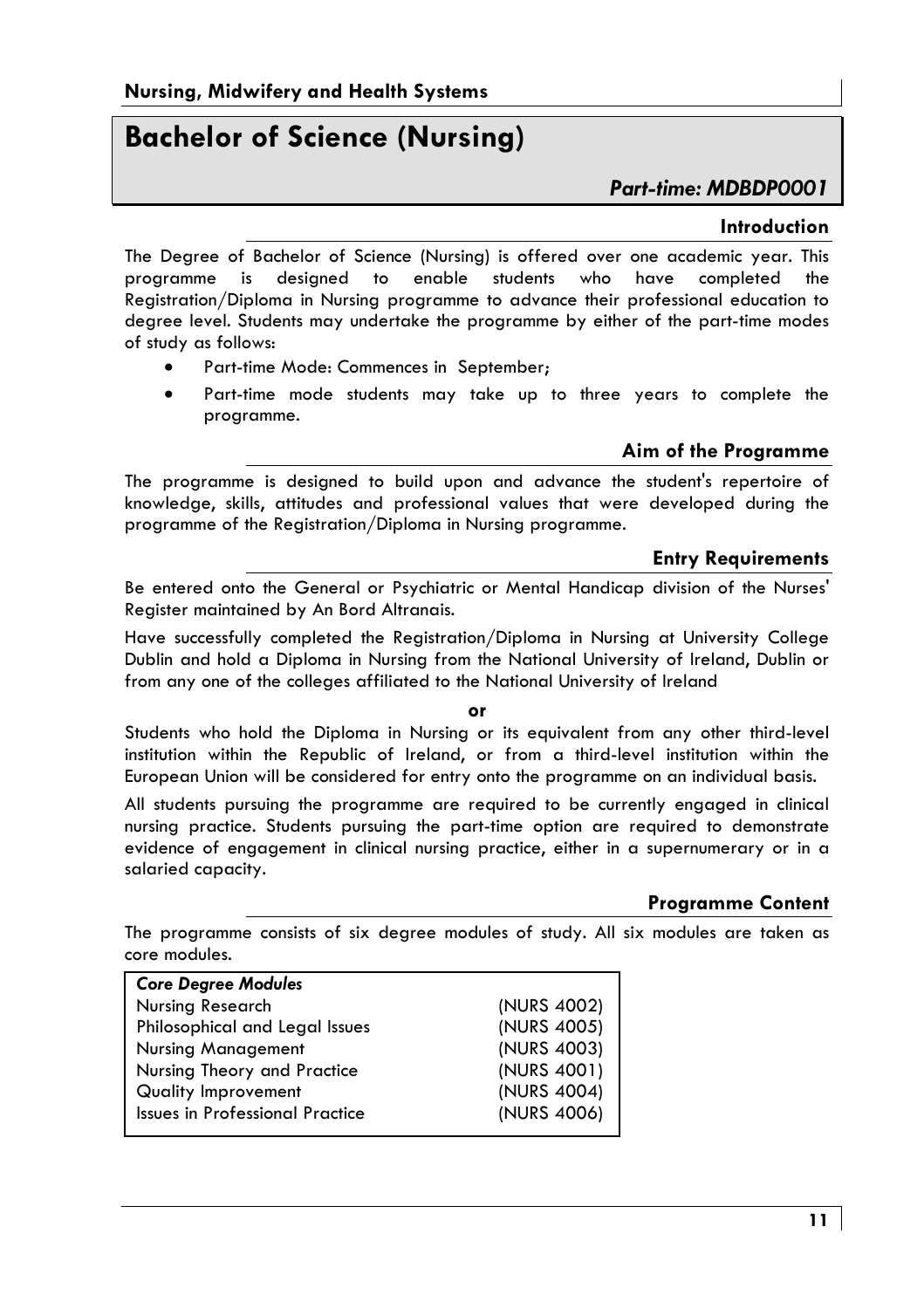**Nursing, Midwifery and Health Systems**

# Bachelor of Science (Nursing)

*Part-time: MDBDP0001*

## Introduction

The Degree of Bachelor of Science (Nursing) is offered over one academic year. This programme is designed to enable students who have completed the Registration/Diploma in Nursing programme to advance their professional education to degree level. Students may undertake the programme by either of the part-time modes of study as follows:

- Part-time Mode: Commences in September;
- Part-time mode students may take up to three years to complete the programme.

## Aim of the Programme

The programme is designed to build upon and advance the student's repertoire of knowledge, skills, attitudes and professional values that were developed during the programme of the Registration/Diploma in Nursing programme.

## Entry Requirements

Be entered onto the General or Psychiatric or Mental Handicap division of the Nurses' Register maintained by An Bord Altranais.

Have successfully completed the Registration/Diploma in Nursing at University College Dublin and hold a Diploma in Nursing from the National University of Ireland, Dublin or from any one of the colleges affiliated to the National University of Ireland

**or**

Students who hold the Diploma in Nursing or its equivalent from any other third-level institution within the Republic of Ireland, or from a third-level institution within the European Union will be considered for entry onto the programme on an individual basis.

All students pursuing the programme are required to be currently engaged in clinical nursing practice. Students pursuing the part-time option are required to demonstrate evidence of engagement in clinical nursing practice, either in a supernumerary or in a salaried capacity.

## Programme Content

The programme consists of six degree modules of study. All six modules are taken as core modules.

| *Core Degree Modules* | |
|---|---|
| Nursing Research | (NURS 4002) |
| Philosophical and Legal Issues | (NURS 4005) |
| Nursing Management | (NURS 4003) |
| Nursing Theory and Practice | (NURS 4001) |
| Quality Improvement | (NURS 4004) |
| Issues in Professional Practice | (NURS 4006) |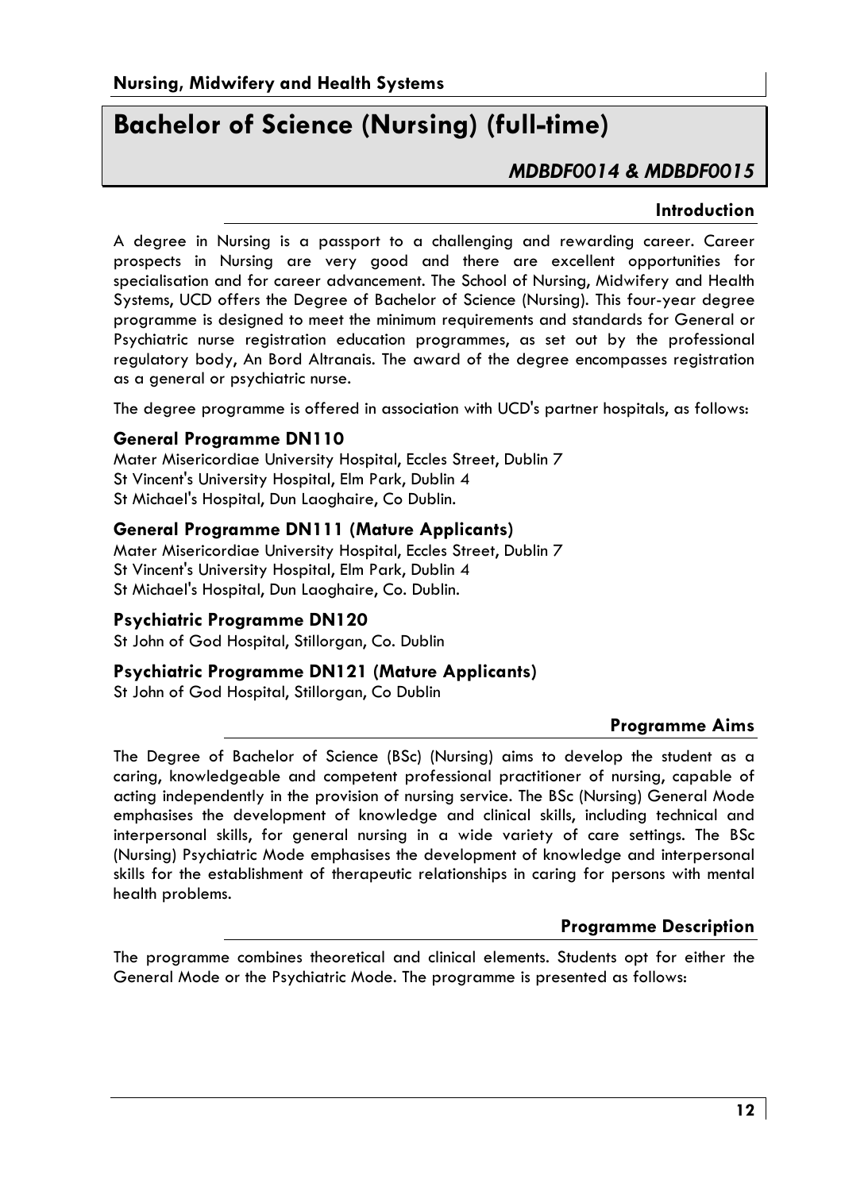# Bachelor of Science (Nursing) (full-time)

### *MDBDF0014 & MDBDF0015*

## Introduction

A degree in Nursing is a passport to a challenging and rewarding career. Career prospects in Nursing are very good and there are excellent opportunities for specialisation and for career advancement. The School of Nursing, Midwifery and Health Systems, UCD offers the Degree of Bachelor of Science (Nursing). This four-year degree programme is designed to meet the minimum requirements and standards for General or Psychiatric nurse registration education programmes, as set out by the professional regulatory body, An Bord Altranais. The award of the degree encompasses registration as a general or psychiatric nurse.

The degree programme is offered in association with UCD's partner hospitals, as follows:

### General Programme DN110

Mater Misericordiae University Hospital, Eccles Street, Dublin 7
St Vincent's University Hospital, Elm Park, Dublin 4
St Michael's Hospital, Dun Laoghaire, Co Dublin.

### General Programme DN111 (Mature Applicants)

Mater Misericordiae University Hospital, Eccles Street, Dublin 7
St Vincent's University Hospital, Elm Park, Dublin 4
St Michael's Hospital, Dun Laoghaire, Co. Dublin.

### Psychiatric Programme DN120

St John of God Hospital, Stillorgan, Co. Dublin

### Psychiatric Programme DN121 (Mature Applicants)

St John of God Hospital, Stillorgan, Co Dublin

## Programme Aims

The Degree of Bachelor of Science (BSc) (Nursing) aims to develop the student as a caring, knowledgeable and competent professional practitioner of nursing, capable of acting independently in the provision of nursing service. The BSc (Nursing) General Mode emphasises the development of knowledge and clinical skills, including technical and interpersonal skills, for general nursing in a wide variety of care settings. The BSc (Nursing) Psychiatric Mode emphasises the development of knowledge and interpersonal skills for the establishment of therapeutic relationships in caring for persons with mental health problems.

## Programme Description

The programme combines theoretical and clinical elements. Students opt for either the General Mode or the Psychiatric Mode. The programme is presented as follows: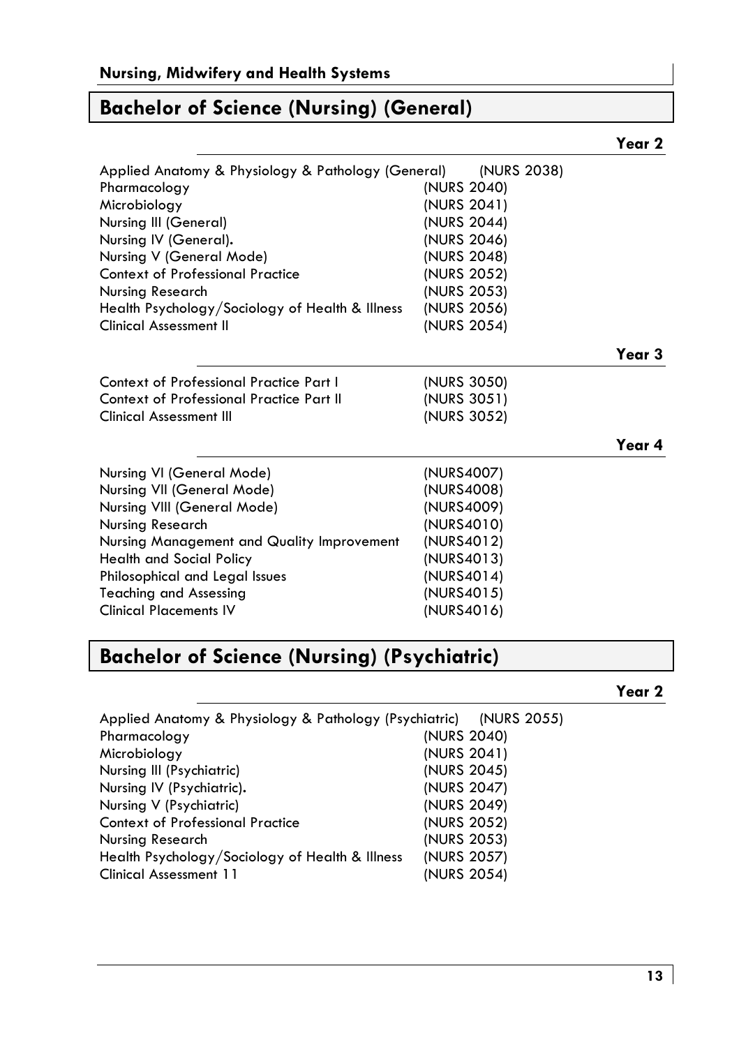## Bachelor of Science (Nursing) (General)

### Year 2

| | |
|---|---|
| Applied Anatomy & Physiology & Pathology (General) | (NURS 2038) |
| Pharmacology | (NURS 2040) |
| Microbiology | (NURS 2041) |
| Nursing III (General) | (NURS 2044) |
| Nursing IV (General). | (NURS 2046) |
| Nursing V (General Mode) | (NURS 2048) |
| Context of Professional Practice | (NURS 2052) |
| Nursing Research | (NURS 2053) |
| Health Psychology/Sociology of Health & Illness | (NURS 2056) |
| Clinical Assessment II | (NURS 2054) |

### Year 3

| | |
|---|---|
| Context of Professional Practice Part I | (NURS 3050) |
| Context of Professional Practice Part II | (NURS 3051) |
| Clinical Assessment III | (NURS 3052) |

### Year 4

| | |
|---|---|
| Nursing VI (General Mode) | (NURS4007) |
| Nursing VII (General Mode) | (NURS4008) |
| Nursing VIII (General Mode) | (NURS4009) |
| Nursing Research | (NURS4010) |
| Nursing Management and Quality Improvement | (NURS4012) |
| Health and Social Policy | (NURS4013) |
| Philosophical and Legal Issues | (NURS4014) |
| Teaching and Assessing | (NURS4015) |
| Clinical Placements IV | (NURS4016) |

## Bachelor of Science (Nursing) (Psychiatric)

### Year 2

| | |
|---|---|
| Applied Anatomy & Physiology & Pathology (Psychiatric) | (NURS 2055) |
| Pharmacology | (NURS 2040) |
| Microbiology | (NURS 2041) |
| Nursing III (Psychiatric) | (NURS 2045) |
| Nursing IV (Psychiatric). | (NURS 2047) |
| Nursing V (Psychiatric) | (NURS 2049) |
| Context of Professional Practice | (NURS 2052) |
| Nursing Research | (NURS 2053) |
| Health Psychology/Sociology of Health & Illness | (NURS 2057) |
| Clinical Assessment 11 | (NURS 2054) |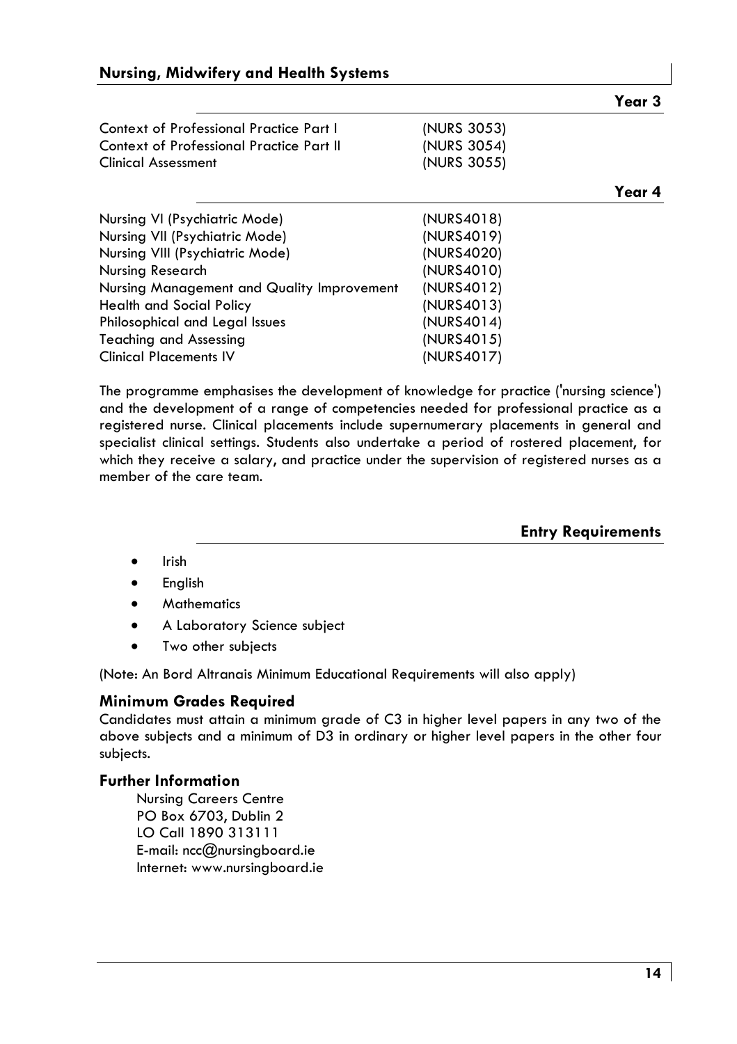### Year 3

| | |
|---|---|
| Context of Professional Practice Part I | (NURS 3053) |
| Context of Professional Practice Part II | (NURS 3054) |
| Clinical Assessment | (NURS 3055) |

### Year 4

| | |
|---|---|
| Nursing VI (Psychiatric Mode) | (NURS4018) |
| Nursing VII (Psychiatric Mode) | (NURS4019) |
| Nursing VIII (Psychiatric Mode) | (NURS4020) |
| Nursing Research | (NURS4010) |
| Nursing Management and Quality Improvement | (NURS4012) |
| Health and Social Policy | (NURS4013) |
| Philosophical and Legal Issues | (NURS4014) |
| Teaching and Assessing | (NURS4015) |
| Clinical Placements IV | (NURS4017) |

The programme emphasises the development of knowledge for practice ('nursing science') and the development of a range of competencies needed for professional practice as a registered nurse. Clinical placements include supernumerary placements in general and specialist clinical settings. Students also undertake a period of rostered placement, for which they receive a salary, and practice under the supervision of registered nurses as a member of the care team.

### Entry Requirements

- Irish
- English
- Mathematics
- A Laboratory Science subject
- Two other subjects

(Note: An Bord Altranais Minimum Educational Requirements will also apply)

### Minimum Grades Required

Candidates must attain a minimum grade of C3 in higher level papers in any two of the above subjects and a minimum of D3 in ordinary or higher level papers in the other four subjects.

### Further Information

Nursing Careers Centre
PO Box 6703, Dublin 2
LO Call 1890 313111
E-mail: ncc@nursingboard.ie
Internet: www.nursingboard.ie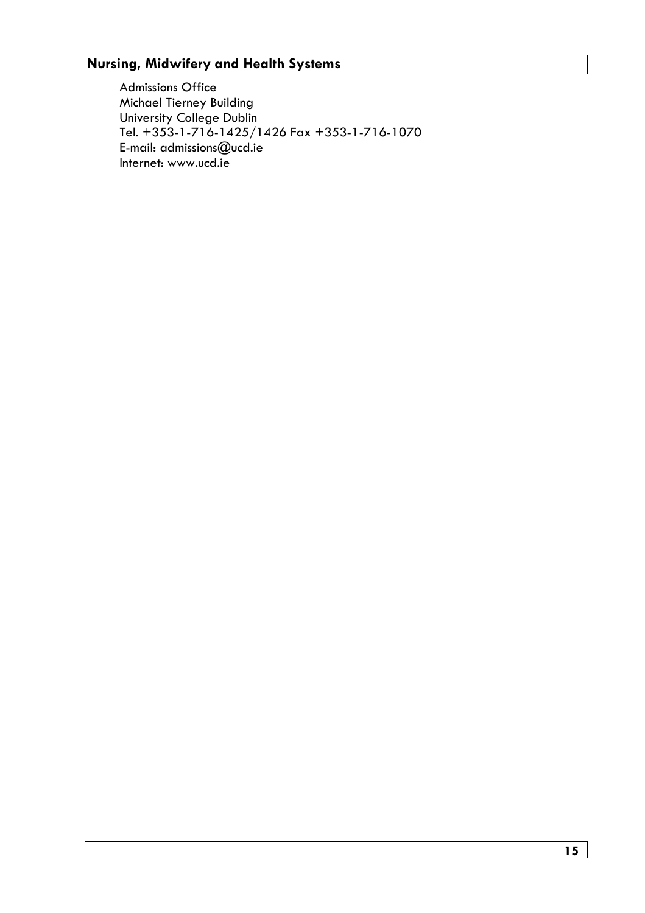## Nursing, Midwifery and Health Systems

Admissions Office
Michael Tierney Building
University College Dublin
Tel. +353-1-716-1425/1426 Fax +353-1-716-1070
E-mail: admissions@ucd.ie
Internet: www.ucd.ie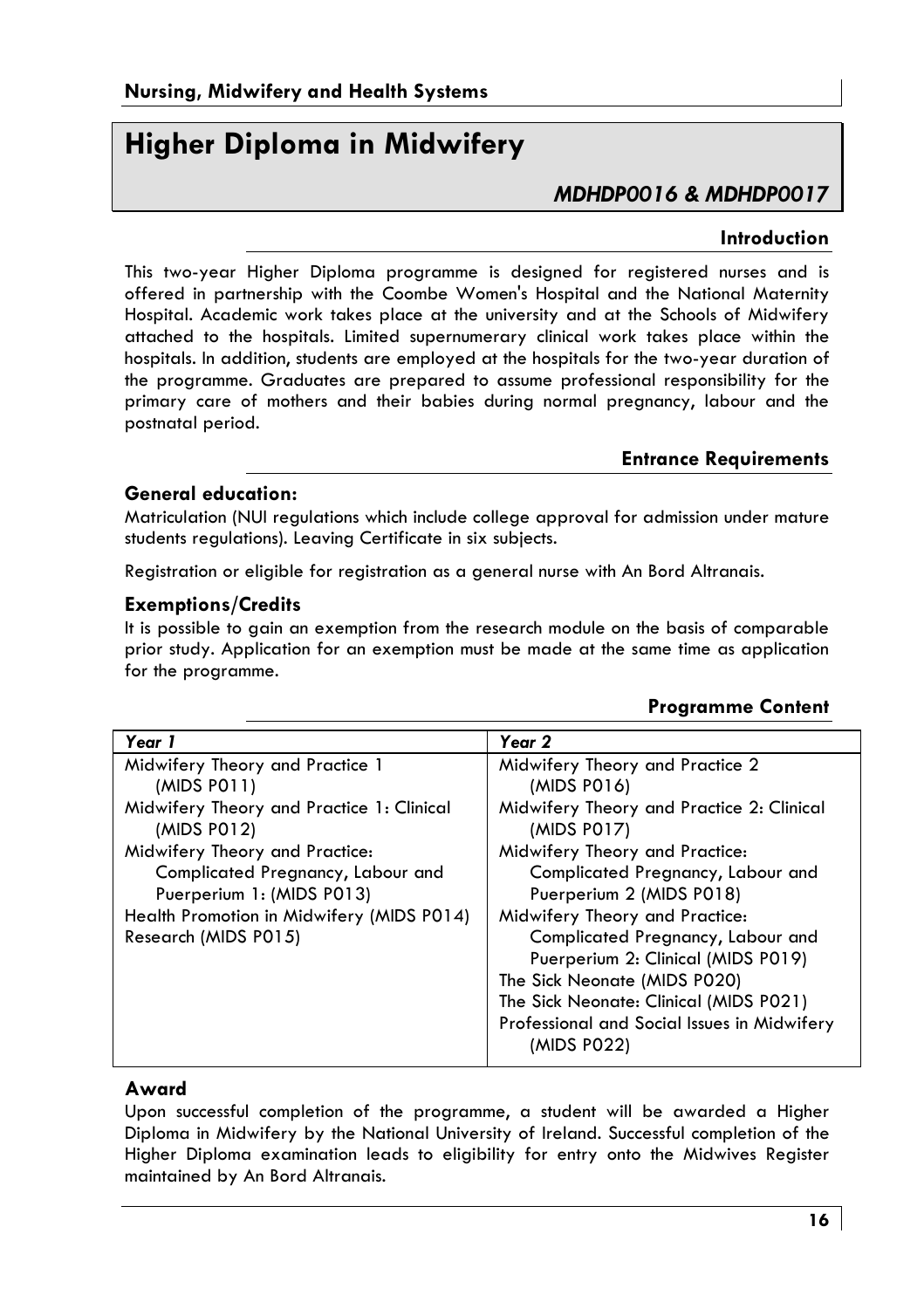# Higher Diploma in Midwifery

*MDHDP0016 & MDHDP0017*

## Introduction

This two-year Higher Diploma programme is designed for registered nurses and is offered in partnership with the Coombe Women's Hospital and the National Maternity Hospital. Academic work takes place at the university and at the Schools of Midwifery attached to the hospitals. Limited supernumerary clinical work takes place within the hospitals. In addition, students are employed at the hospitals for the two-year duration of the programme. Graduates are prepared to assume professional responsibility for the primary care of mothers and their babies during normal pregnancy, labour and the postnatal period.

## Entrance Requirements

### General education:

Matriculation (NUI regulations which include college approval for admission under mature students regulations). Leaving Certificate in six subjects.

Registration or eligible for registration as a general nurse with An Bord Altranais.

### Exemptions/Credits

It is possible to gain an exemption from the research module on the basis of comparable prior study. Application for an exemption must be made at the same time as application for the programme.

## Programme Content

| *Year 1* | *Year 2* |
|---|---|
| Midwifery Theory and Practice 1 (MIDS P011) | Midwifery Theory and Practice 2 (MIDS P016) |
| Midwifery Theory and Practice 1: Clinical (MIDS P012) | Midwifery Theory and Practice 2: Clinical (MIDS P017) |
| Midwifery Theory and Practice: Complicated Pregnancy, Labour and Puerperium 1: (MIDS P013) | Midwifery Theory and Practice: Complicated Pregnancy, Labour and Puerperium 2 (MIDS P018) |
| Health Promotion in Midwifery (MIDS P014) | Midwifery Theory and Practice: Complicated Pregnancy, Labour and Puerperium 2: Clinical (MIDS P019) |
| Research (MIDS P015) | The Sick Neonate (MIDS P020) |
| | The Sick Neonate: Clinical (MIDS P021) |
| | Professional and Social Issues in Midwifery (MIDS P022) |

### Award

Upon successful completion of the programme, a student will be awarded a Higher Diploma in Midwifery by the National University of Ireland. Successful completion of the Higher Diploma examination leads to eligibility for entry onto the Midwives Register maintained by An Bord Altranais.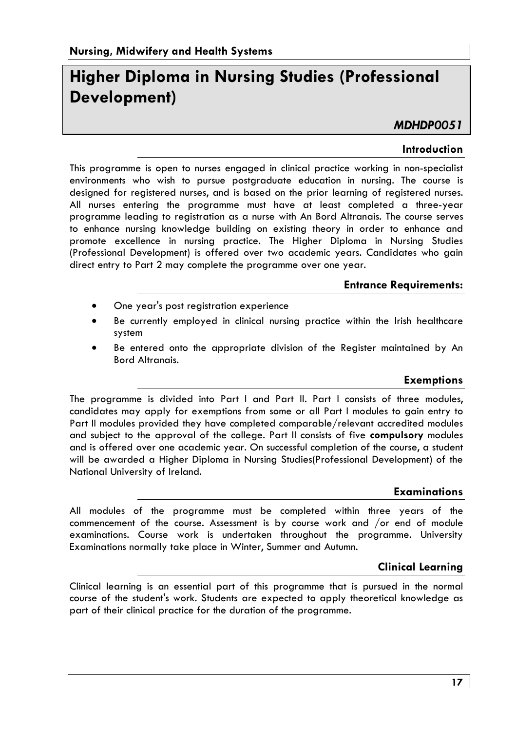# Higher Diploma in Nursing Studies (Professional Development)

***MDHDP0051***

## Introduction

This programme is open to nurses engaged in clinical practice working in non-specialist environments who wish to pursue postgraduate education in nursing. The course is designed for registered nurses, and is based on the prior learning of registered nurses. All nurses entering the programme must have at least completed a three-year programme leading to registration as a nurse with An Bord Altranais. The course serves to enhance nursing knowledge building on existing theory in order to enhance and promote excellence in nursing practice. The Higher Diploma in Nursing Studies (Professional Development) is offered over two academic years. Candidates who gain direct entry to Part 2 may complete the programme over one year.

## Entrance Requirements:

- One year's post registration experience
- Be currently employed in clinical nursing practice within the Irish healthcare system
- Be entered onto the appropriate division of the Register maintained by An Bord Altranais.

## Exemptions

The programme is divided into Part I and Part II. Part I consists of three modules, candidates may apply for exemptions from some or all Part I modules to gain entry to Part II modules provided they have completed comparable/relevant accredited modules and subject to the approval of the college. Part II consists of five **compulsory** modules and is offered over one academic year. On successful completion of the course, a student will be awarded a Higher Diploma in Nursing Studies(Professional Development) of the National University of Ireland.

## Examinations

All modules of the programme must be completed within three years of the commencement of the course. Assessment is by course work and /or end of module examinations. Course work is undertaken throughout the programme. University Examinations normally take place in Winter, Summer and Autumn.

## Clinical Learning

Clinical learning is an essential part of this programme that is pursued in the normal course of the student's work. Students are expected to apply theoretical knowledge as part of their clinical practice for the duration of the programme.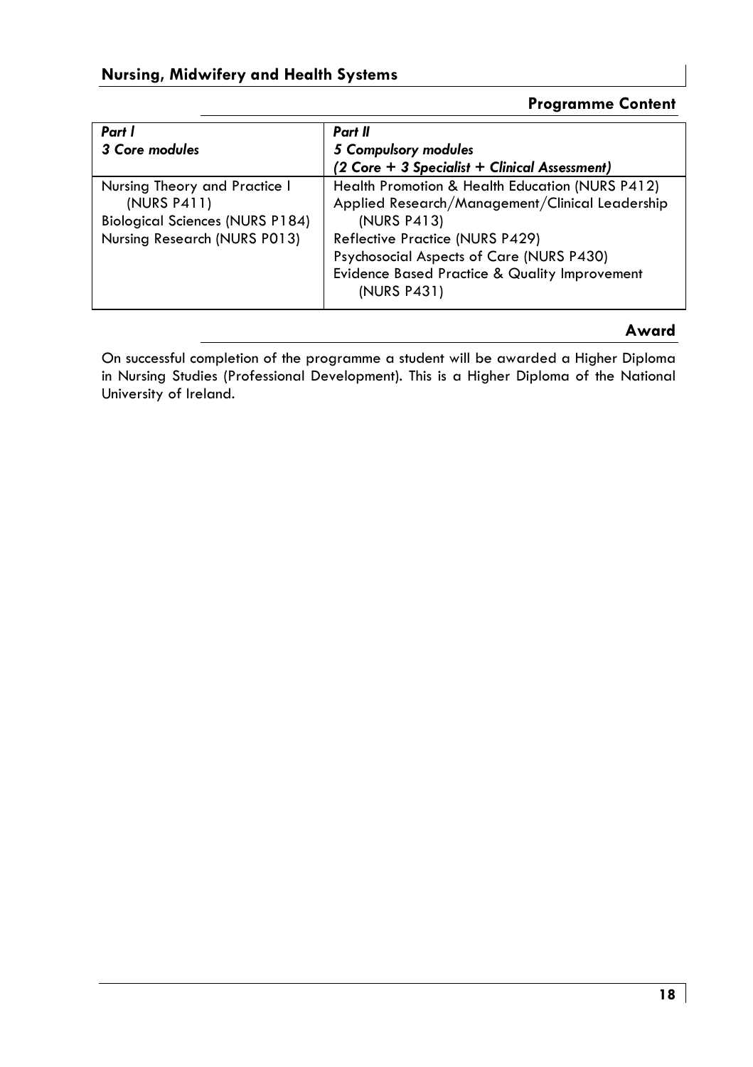## Programme Content

| *Part I*<br>***3 Core modules*** | *Part II*<br>***5 Compulsory modules***<br>***(2 Core + 3 Specialist + Clinical Assessment)*** |
|---|---|
| Nursing Theory and Practice I (NURS P411)<br>Biological Sciences (NURS P184)<br>Nursing Research (NURS P013) | Health Promotion & Health Education (NURS P412)<br>Applied Research/Management/Clinical Leadership (NURS P413)<br>Reflective Practice (NURS P429)<br>Psychosocial Aspects of Care (NURS P430)<br>Evidence Based Practice & Quality Improvement (NURS P431) |

## Award

On successful completion of the programme a student will be awarded a Higher Diploma in Nursing Studies (Professional Development). This is a Higher Diploma of the National University of Ireland.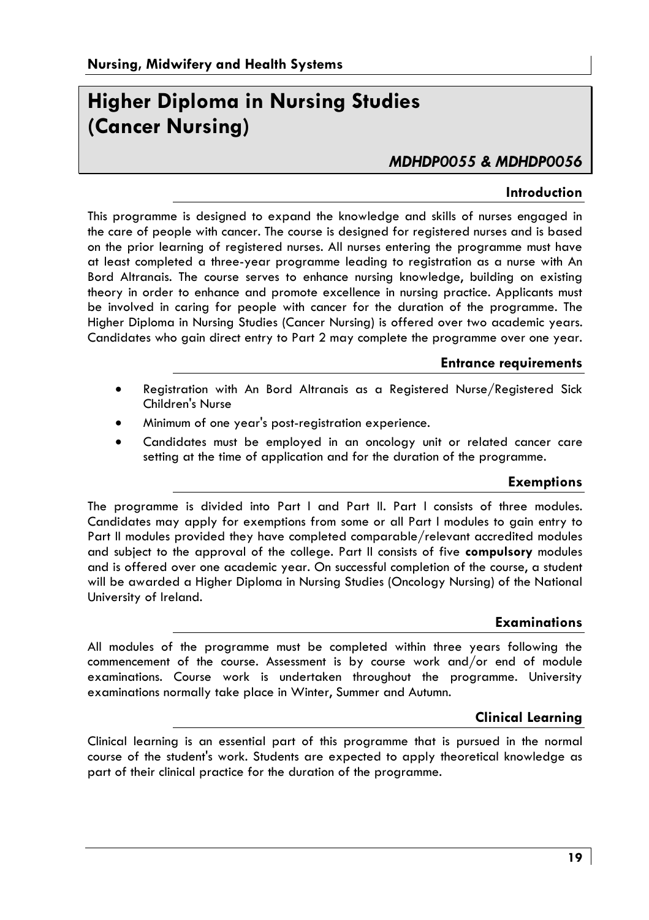# Higher Diploma in Nursing Studies (Cancer Nursing)

***MDHDP0055 & MDHDP0056***

## Introduction

This programme is designed to expand the knowledge and skills of nurses engaged in the care of people with cancer. The course is designed for registered nurses and is based on the prior learning of registered nurses. All nurses entering the programme must have at least completed a three-year programme leading to registration as a nurse with An Bord Altranais. The course serves to enhance nursing knowledge, building on existing theory in order to enhance and promote excellence in nursing practice. Applicants must be involved in caring for people with cancer for the duration of the programme. The Higher Diploma in Nursing Studies (Cancer Nursing) is offered over two academic years. Candidates who gain direct entry to Part 2 may complete the programme over one year.

## Entrance requirements

- Registration with An Bord Altranais as a Registered Nurse/Registered Sick Children's Nurse
- Minimum of one year's post-registration experience.
- Candidates must be employed in an oncology unit or related cancer care setting at the time of application and for the duration of the programme.

## Exemptions

The programme is divided into Part I and Part II. Part I consists of three modules. Candidates may apply for exemptions from some or all Part I modules to gain entry to Part II modules provided they have completed comparable/relevant accredited modules and subject to the approval of the college. Part II consists of five **compulsory** modules and is offered over one academic year. On successful completion of the course, a student will be awarded a Higher Diploma in Nursing Studies (Oncology Nursing) of the National University of Ireland.

## Examinations

All modules of the programme must be completed within three years following the commencement of the course. Assessment is by course work and/or end of module examinations. Course work is undertaken throughout the programme. University examinations normally take place in Winter, Summer and Autumn.

## Clinical Learning

Clinical learning is an essential part of this programme that is pursued in the normal course of the student's work. Students are expected to apply theoretical knowledge as part of their clinical practice for the duration of the programme.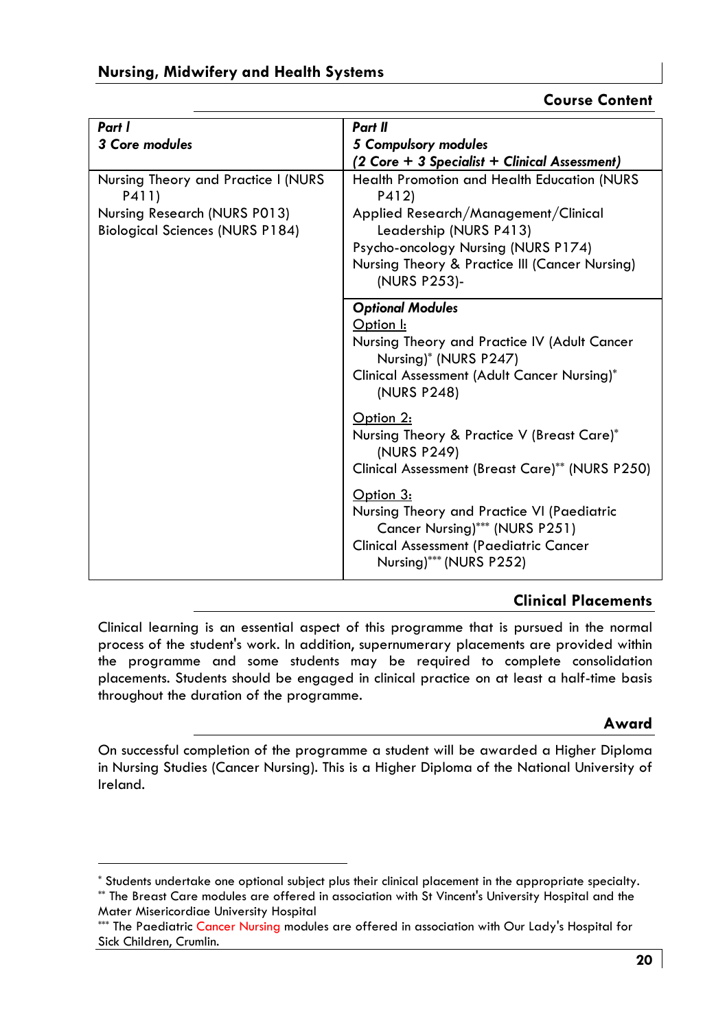## Course Content

| *Part I*<br>*3 Core modules* | *Part II*<br>*5 Compulsory modules*<br>*(2 Core + 3 Specialist + Clinical Assessment)* |
|---|---|
| Nursing Theory and Practice I (NURS P411)<br>Nursing Research (NURS P013)<br>Biological Sciences (NURS P184) | Health Promotion and Health Education (NURS P412)<br>Applied Research/Management/Clinical Leadership (NURS P413)<br>Psycho-oncology Nursing (NURS P174)<br>Nursing Theory & Practice III (Cancer Nursing) (NURS P253)- |
| | ***Optional Modules***<br>Option I:<br>Nursing Theory and Practice IV (Adult Cancer Nursing)* (NURS P247)<br>Clinical Assessment (Adult Cancer Nursing)* (NURS P248)<br><br>Option 2:<br>Nursing Theory & Practice V (Breast Care)* (NURS P249)<br>Clinical Assessment (Breast Care)** (NURS P250)<br><br>Option 3:<br>Nursing Theory and Practice VI (Paediatric Cancer Nursing)*** (NURS P251)<br>Clinical Assessment (Paediatric Cancer Nursing)*** (NURS P252) |

## Clinical Placements

Clinical learning is an essential aspect of this programme that is pursued in the normal process of the student's work. In addition, supernumerary placements are provided within the programme and some students may be required to complete consolidation placements. Students should be engaged in clinical practice on at least a half-time basis throughout the duration of the programme.

## Award

On successful completion of the programme a student will be awarded a Higher Diploma in Nursing Studies (Cancer Nursing). This is a Higher Diploma of the National University of Ireland.

---

\* Students undertake one optional subject plus their clinical placement in the appropriate specialty.

\** The Breast Care modules are offered in association with St Vincent's University Hospital and the Mater Misericordiae University Hospital

\*** The Paediatric Cancer Nursing modules are offered in association with Our Lady's Hospital for Sick Children, Crumlin.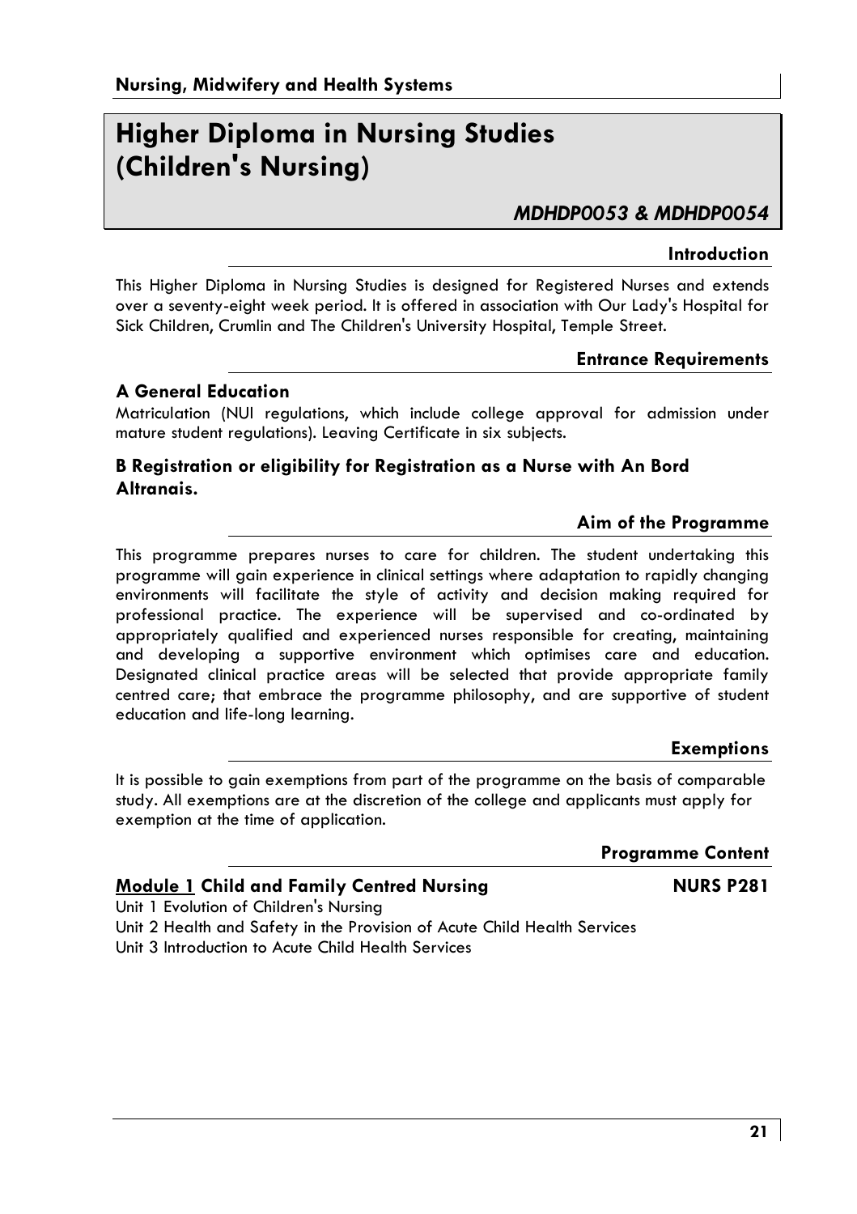## Nursing, Midwifery and Health Systems

# Higher Diploma in Nursing Studies (Children's Nursing)

***MDHDP0053 & MDHDP0054***

### Introduction

This Higher Diploma in Nursing Studies is designed for Registered Nurses and extends over a seventy-eight week period. It is offered in association with Our Lady's Hospital for Sick Children, Crumlin and The Children's University Hospital, Temple Street.

### Entrance Requirements

**A General Education**

Matriculation (NUI regulations, which include college approval for admission under mature student regulations). Leaving Certificate in six subjects.

**B Registration or eligibility for Registration as a Nurse with An Bord Altranais.**

### Aim of the Programme

This programme prepares nurses to care for children. The student undertaking this programme will gain experience in clinical settings where adaptation to rapidly changing environments will facilitate the style of activity and decision making required for professional practice. The experience will be supervised and co-ordinated by appropriately qualified and experienced nurses responsible for creating, maintaining and developing a supportive environment which optimises care and education. Designated clinical practice areas will be selected that provide appropriate family centred care; that embrace the programme philosophy, and are supportive of student education and life-long learning.

### Exemptions

It is possible to gain exemptions from part of the programme on the basis of comparable study. All exemptions are at the discretion of the college and applicants must apply for exemption at the time of application.

### Programme Content

**Module 1 Child and Family Centred Nursing** **NURS P281**

Unit 1 Evolution of Children's Nursing
Unit 2 Health and Safety in the Provision of Acute Child Health Services
Unit 3 Introduction to Acute Child Health Services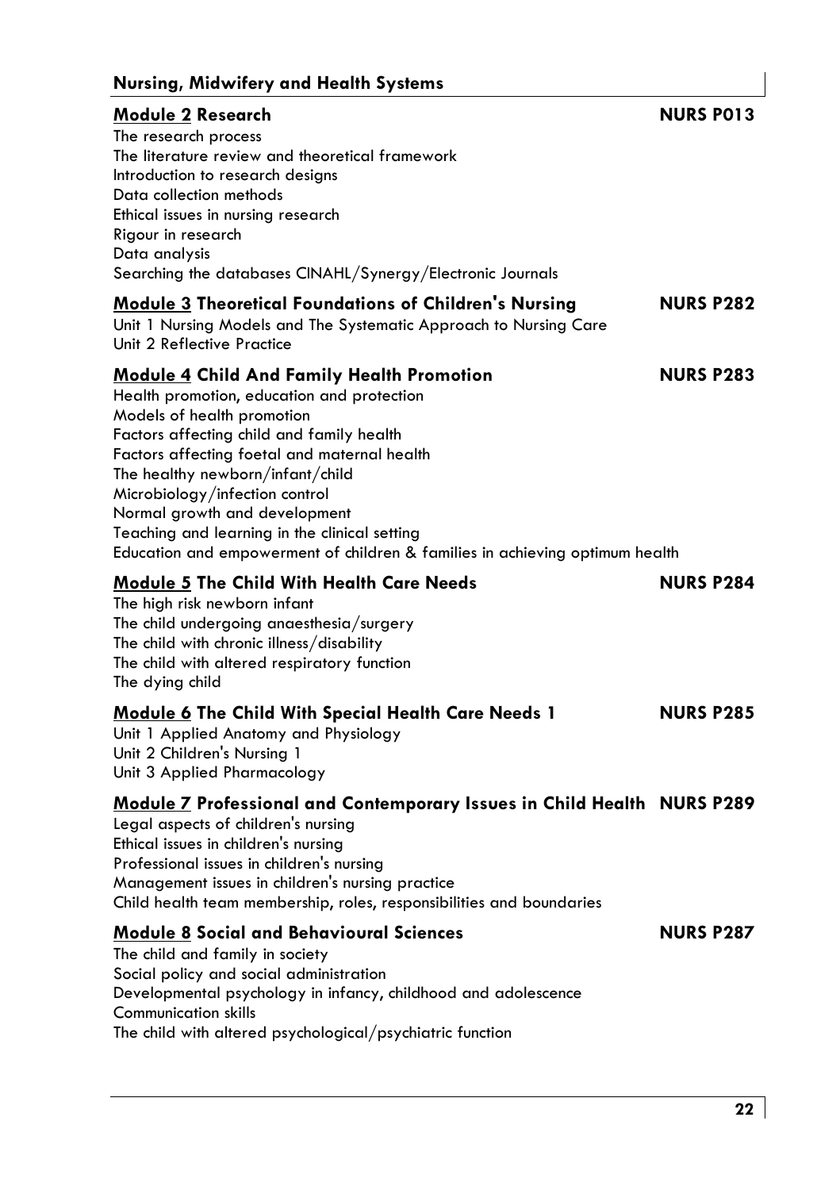## Nursing, Midwifery and Health Systems

### Module 2 Research — NURS P013

The research process
The literature review and theoretical framework
Introduction to research designs
Data collection methods
Ethical issues in nursing research
Rigour in research
Data analysis
Searching the databases CINAHL/Synergy/Electronic Journals

### Module 3 Theoretical Foundations of Children's Nursing — NURS P282

Unit 1 Nursing Models and The Systematic Approach to Nursing Care
Unit 2 Reflective Practice

### Module 4 Child And Family Health Promotion — NURS P283

Health promotion, education and protection
Models of health promotion
Factors affecting child and family health
Factors affecting foetal and maternal health
The healthy newborn/infant/child
Microbiology/infection control
Normal growth and development
Teaching and learning in the clinical setting
Education and empowerment of children & families in achieving optimum health

### Module 5 The Child With Health Care Needs — NURS P284

The high risk newborn infant
The child undergoing anaesthesia/surgery
The child with chronic illness/disability
The child with altered respiratory function
The dying child

### Module 6 The Child With Special Health Care Needs 1 — NURS P285

Unit 1 Applied Anatomy and Physiology
Unit 2 Children's Nursing 1
Unit 3 Applied Pharmacology

### Module 7 Professional and Contemporary Issues in Child Health — NURS P289

Legal aspects of children's nursing
Ethical issues in children's nursing
Professional issues in children's nursing
Management issues in children's nursing practice
Child health team membership, roles, responsibilities and boundaries

### Module 8 Social and Behavioural Sciences — NURS P287

The child and family in society
Social policy and social administration
Developmental psychology in infancy, childhood and adolescence
Communication skills
The child with altered psychological/psychiatric function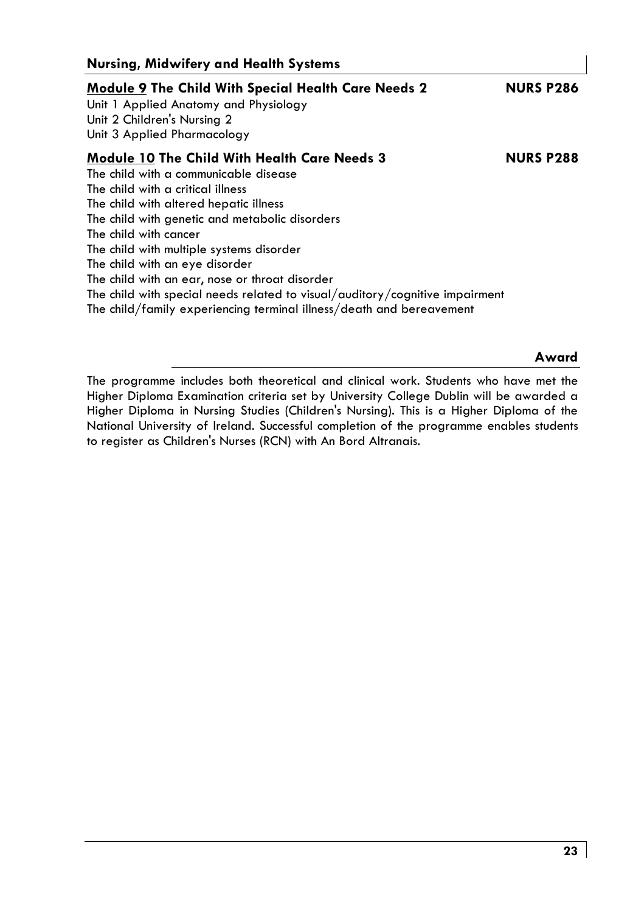**Module 9 The Child With Special Health Care Needs 2** **NURS P286**

Unit 1 Applied Anatomy and Physiology
Unit 2 Children's Nursing 2
Unit 3 Applied Pharmacology

**Module 10 The Child With Health Care Needs 3** **NURS P288**

The child with a communicable disease
The child with a critical illness
The child with altered hepatic illness
The child with genetic and metabolic disorders
The child with cancer
The child with multiple systems disorder
The child with an eye disorder
The child with an ear, nose or throat disorder
The child with special needs related to visual/auditory/cognitive impairment
The child/family experiencing terminal illness/death and bereavement

## Award

The programme includes both theoretical and clinical work. Students who have met the Higher Diploma Examination criteria set by University College Dublin will be awarded a Higher Diploma in Nursing Studies (Children's Nursing). This is a Higher Diploma of the National University of Ireland. Successful completion of the programme enables students to register as Children's Nurses (RCN) with An Bord Altranais.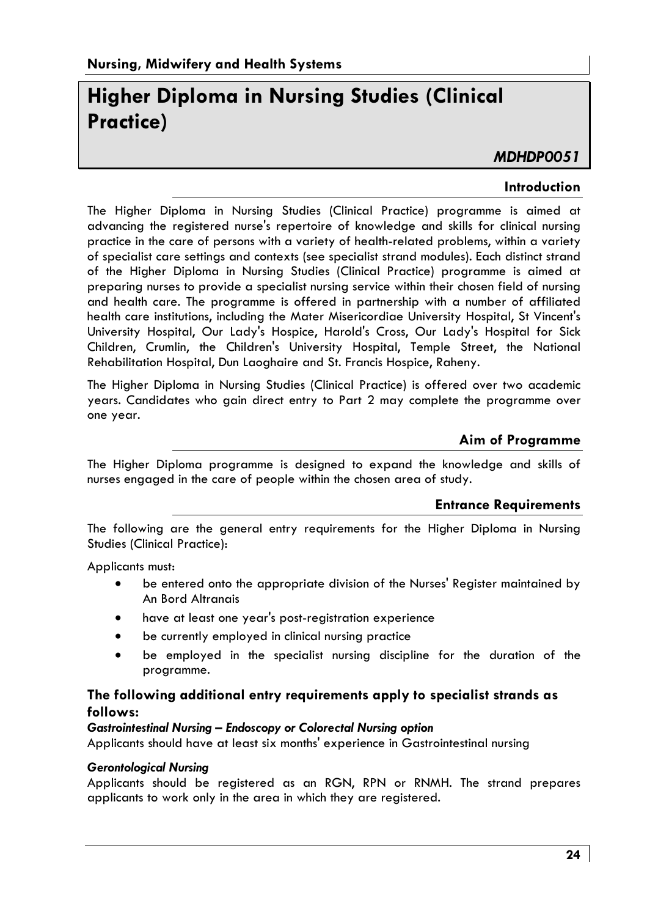# Higher Diploma in Nursing Studies (Clinical Practice)

***MDHDP0051***

## Introduction

The Higher Diploma in Nursing Studies (Clinical Practice) programme is aimed at advancing the registered nurse's repertoire of knowledge and skills for clinical nursing practice in the care of persons with a variety of health-related problems, within a variety of specialist care settings and contexts (see specialist strand modules). Each distinct strand of the Higher Diploma in Nursing Studies (Clinical Practice) programme is aimed at preparing nurses to provide a specialist nursing service within their chosen field of nursing and health care. The programme is offered in partnership with a number of affiliated health care institutions, including the Mater Misericordiae University Hospital, St Vincent's University Hospital, Our Lady's Hospice, Harold's Cross, Our Lady's Hospital for Sick Children, Crumlin, the Children's University Hospital, Temple Street, the National Rehabilitation Hospital, Dun Laoghaire and St. Francis Hospice, Raheny.

The Higher Diploma in Nursing Studies (Clinical Practice) is offered over two academic years. Candidates who gain direct entry to Part 2 may complete the programme over one year.

## Aim of Programme

The Higher Diploma programme is designed to expand the knowledge and skills of nurses engaged in the care of people within the chosen area of study.

## Entrance Requirements

The following are the general entry requirements for the Higher Diploma in Nursing Studies (Clinical Practice):

Applicants must:

- be entered onto the appropriate division of the Nurses' Register maintained by An Bord Altranais
- have at least one year's post-registration experience
- be currently employed in clinical nursing practice
- be employed in the specialist nursing discipline for the duration of the programme.

### The following additional entry requirements apply to specialist strands as follows:

***Gastrointestinal Nursing – Endoscopy or Colorectal Nursing option***

Applicants should have at least six months' experience in Gastrointestinal nursing

***Gerontological Nursing***

Applicants should be registered as an RGN, RPN or RNMH. The strand prepares applicants to work only in the area in which they are registered.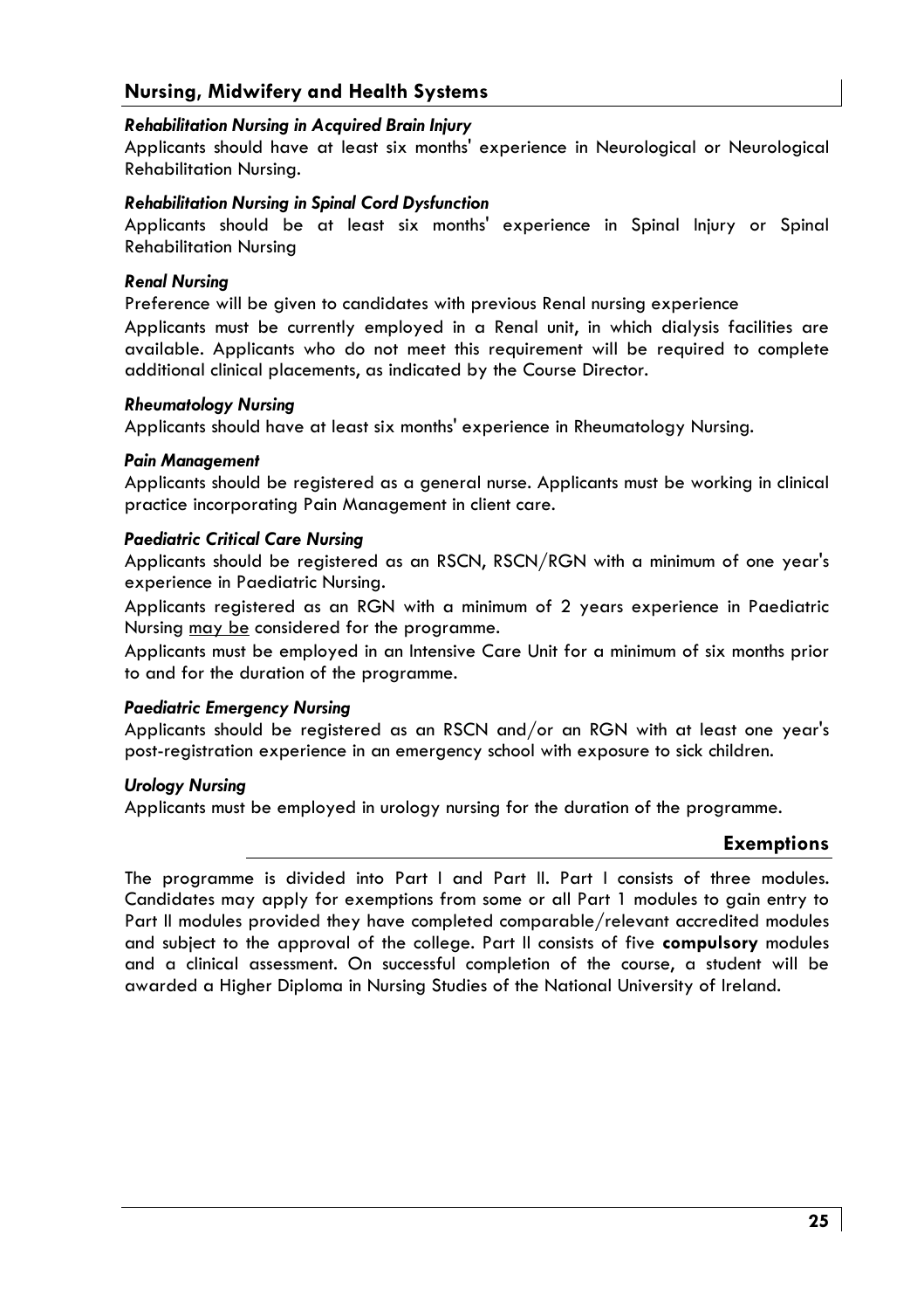## Nursing, Midwifery and Health Systems

***Rehabilitation Nursing in Acquired Brain Injury***

Applicants should have at least six months' experience in Neurological or Neurological Rehabilitation Nursing.

***Rehabilitation Nursing in Spinal Cord Dysfunction***

Applicants should be at least six months' experience in Spinal Injury or Spinal Rehabilitation Nursing

***Renal Nursing***

Preference will be given to candidates with previous Renal nursing experience

Applicants must be currently employed in a Renal unit, in which dialysis facilities are available. Applicants who do not meet this requirement will be required to complete additional clinical placements, as indicated by the Course Director.

***Rheumatology Nursing***

Applicants should have at least six months' experience in Rheumatology Nursing.

***Pain Management***

Applicants should be registered as a general nurse. Applicants must be working in clinical practice incorporating Pain Management in client care.

***Paediatric Critical Care Nursing***

Applicants should be registered as an RSCN, RSCN/RGN with a minimum of one year's experience in Paediatric Nursing.

Applicants registered as an RGN with a minimum of 2 years experience in Paediatric Nursing <u>may be</u> considered for the programme.

Applicants must be employed in an Intensive Care Unit for a minimum of six months prior to and for the duration of the programme.

***Paediatric Emergency Nursing***

Applicants should be registered as an RSCN and/or an RGN with at least one year's post-registration experience in an emergency school with exposure to sick children.

***Urology Nursing***

Applicants must be employed in urology nursing for the duration of the programme.

### Exemptions

The programme is divided into Part I and Part II. Part I consists of three modules. Candidates may apply for exemptions from some or all Part 1 modules to gain entry to Part II modules provided they have completed comparable/relevant accredited modules and subject to the approval of the college. Part II consists of five **compulsory** modules and a clinical assessment. On successful completion of the course, a student will be awarded a Higher Diploma in Nursing Studies of the National University of Ireland.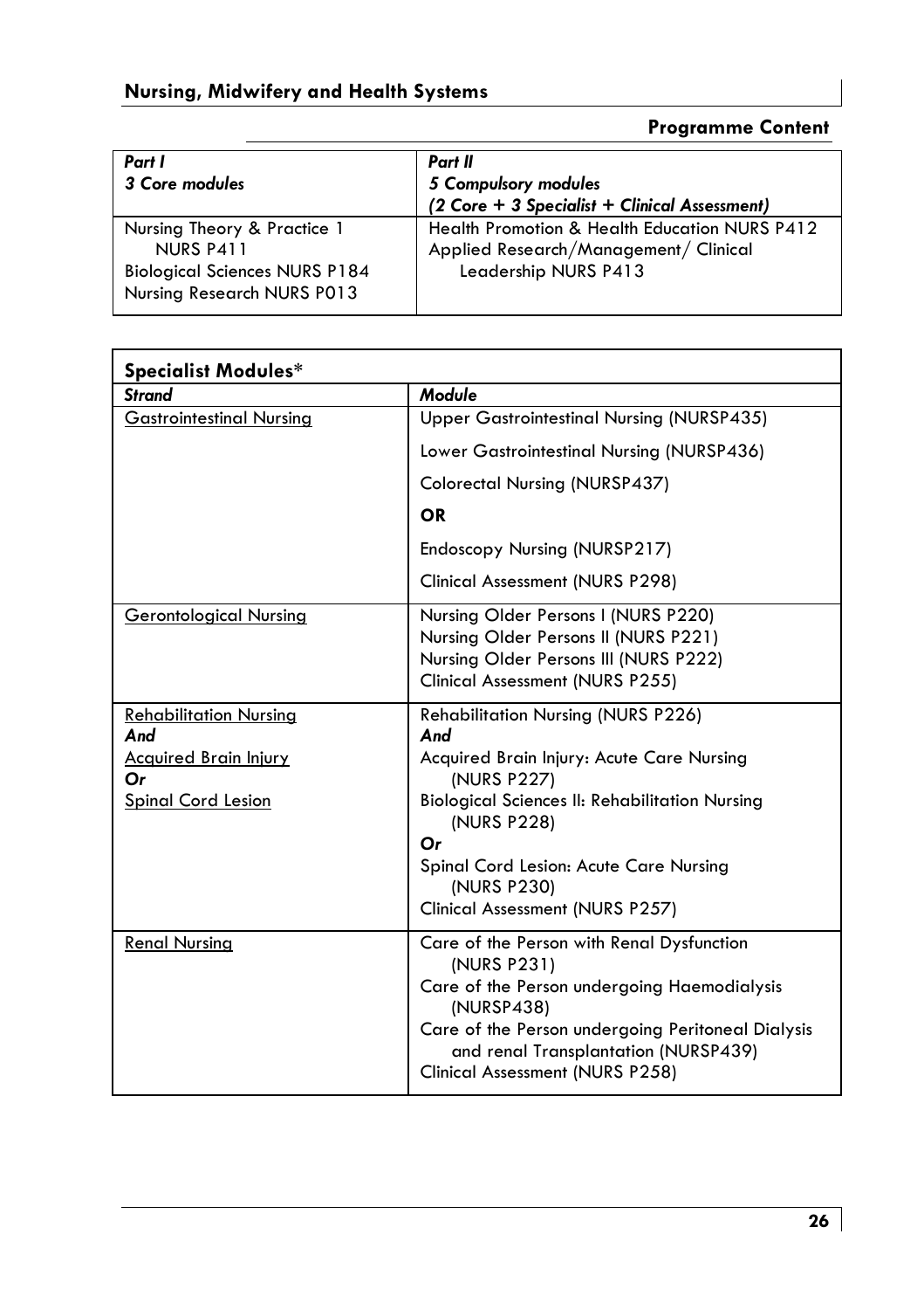## Programme Content

| *Part I*<br>*3 Core modules* | *Part II*<br>*5 Compulsory modules*<br>*(2 Core + 3 Specialist + Clinical Assessment)* |
|---|---|
| Nursing Theory & Practice 1 NURS P411<br>Biological Sciences NURS P184<br>Nursing Research NURS P013 | Health Promotion & Health Education NURS P412<br>Applied Research/Management/ Clinical Leadership NURS P413 |

| **Specialist Modules*** | |
|---|---|
| ***Strand*** | ***Module*** |
| Gastrointestinal Nursing | Upper Gastrointestinal Nursing (NURSP435)<br>Lower Gastrointestinal Nursing (NURSP436)<br>Colorectal Nursing (NURSP437)<br>**OR**<br>Endoscopy Nursing (NURSP217)<br>Clinical Assessment (NURS P298) |
| Gerontological Nursing | Nursing Older Persons I (NURS P220)<br>Nursing Older Persons II (NURS P221)<br>Nursing Older Persons III (NURS P222)<br>Clinical Assessment (NURS P255) |
| Rehabilitation Nursing<br>***And***<br>Acquired Brain Injury<br>***Or***<br>Spinal Cord Lesion | Rehabilitation Nursing (NURS P226)<br>***And***<br>Acquired Brain Injury: Acute Care Nursing (NURS P227)<br>Biological Sciences II: Rehabilitation Nursing (NURS P228)<br>***Or***<br>Spinal Cord Lesion: Acute Care Nursing (NURS P230)<br>Clinical Assessment (NURS P257) |
| Renal Nursing | Care of the Person with Renal Dysfunction (NURS P231)<br>Care of the Person undergoing Haemodialysis (NURSP438)<br>Care of the Person undergoing Peritoneal Dialysis and renal Transplantation (NURSP439)<br>Clinical Assessment (NURS P258) |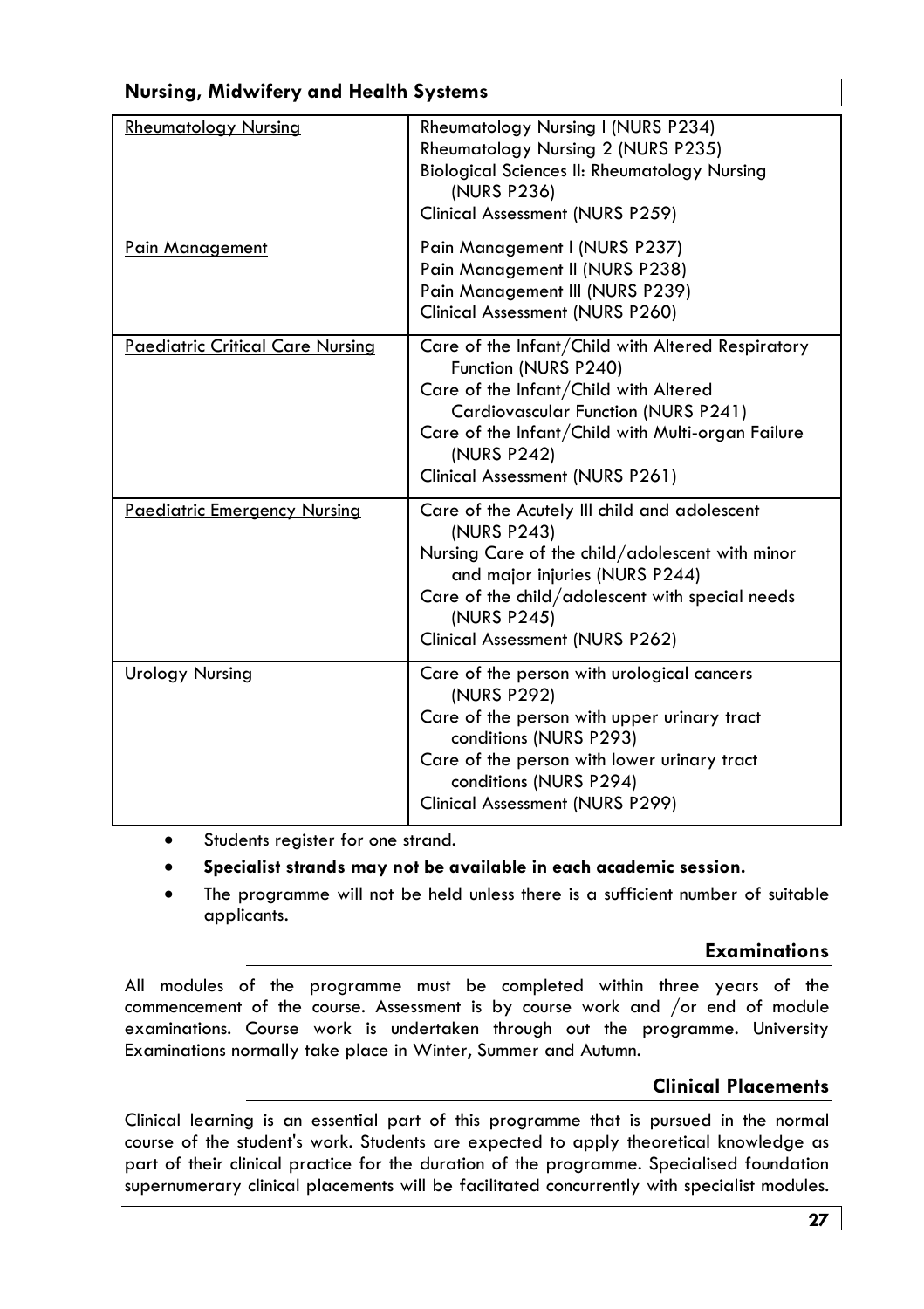| | |
|---|---|
| Rheumatology Nursing | Rheumatology Nursing I (NURS P234)<br>Rheumatology Nursing 2 (NURS P235)<br>Biological Sciences II: Rheumatology Nursing (NURS P236)<br>Clinical Assessment (NURS P259) |
| Pain Management | Pain Management I (NURS P237)<br>Pain Management II (NURS P238)<br>Pain Management III (NURS P239)<br>Clinical Assessment (NURS P260) |
| Paediatric Critical Care Nursing | Care of the Infant/Child with Altered Respiratory Function (NURS P240)<br>Care of the Infant/Child with Altered Cardiovascular Function (NURS P241)<br>Care of the Infant/Child with Multi-organ Failure (NURS P242)<br>Clinical Assessment (NURS P261) |
| Paediatric Emergency Nursing | Care of the Acutely Ill child and adolescent (NURS P243)<br>Nursing Care of the child/adolescent with minor and major injuries (NURS P244)<br>Care of the child/adolescent with special needs (NURS P245)<br>Clinical Assessment (NURS P262) |
| Urology Nursing | Care of the person with urological cancers (NURS P292)<br>Care of the person with upper urinary tract conditions (NURS P293)<br>Care of the person with lower urinary tract conditions (NURS P294)<br>Clinical Assessment (NURS P299) |

- Students register for one strand.
- **Specialist strands may not be available in each academic session.**
- The programme will not be held unless there is a sufficient number of suitable applicants.

## Examinations

All modules of the programme must be completed within three years of the commencement of the course. Assessment is by course work and /or end of module examinations. Course work is undertaken through out the programme. University Examinations normally take place in Winter, Summer and Autumn.

## Clinical Placements

Clinical learning is an essential part of this programme that is pursued in the normal course of the student's work. Students are expected to apply theoretical knowledge as part of their clinical practice for the duration of the programme. Specialised foundation supernumerary clinical placements will be facilitated concurrently with specialist modules.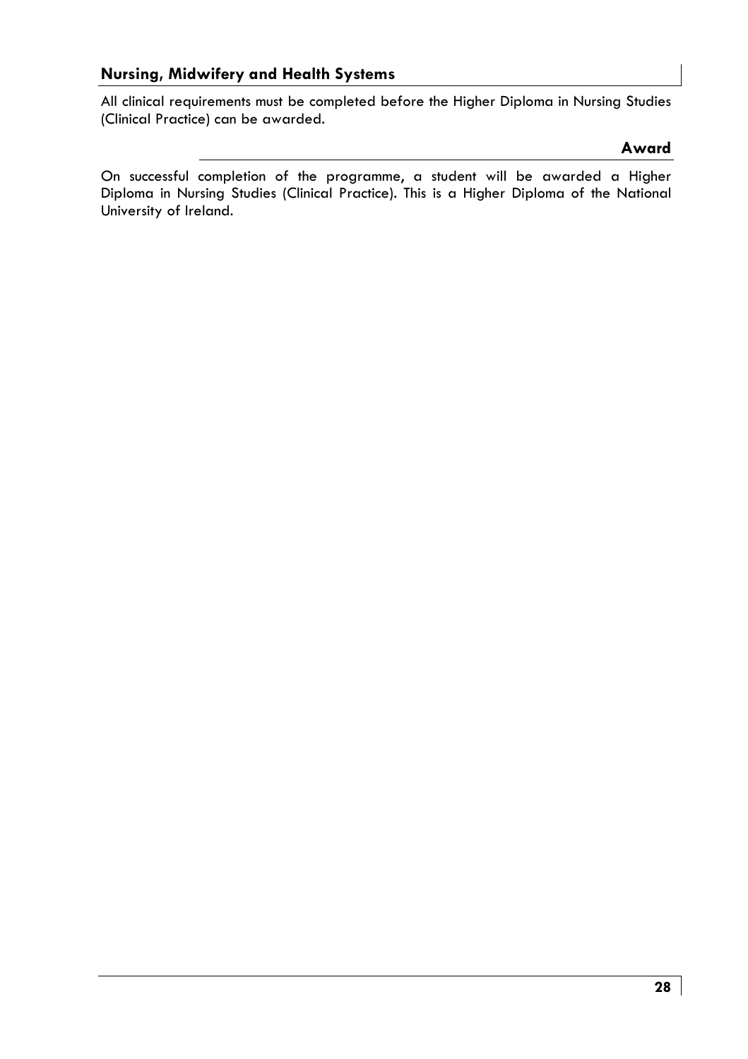All clinical requirements must be completed before the Higher Diploma in Nursing Studies (Clinical Practice) can be awarded.

## Award

On successful completion of the programme, a student will be awarded a Higher Diploma in Nursing Studies (Clinical Practice). This is a Higher Diploma of the National University of Ireland.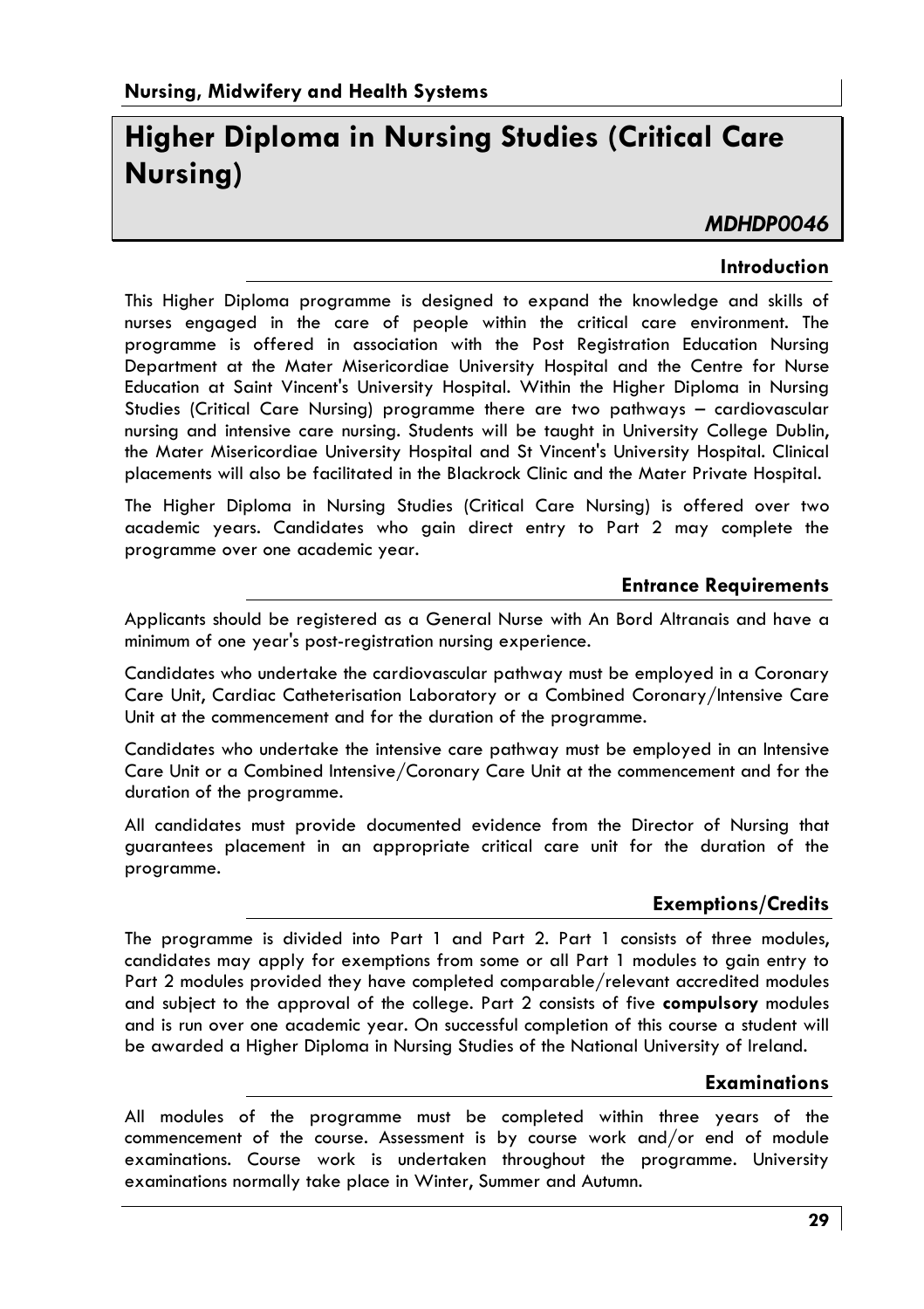**Nursing, Midwifery and Health Systems**

# Higher Diploma in Nursing Studies (Critical Care Nursing)

***MDHDP0046***

## Introduction

This Higher Diploma programme is designed to expand the knowledge and skills of nurses engaged in the care of people within the critical care environment. The programme is offered in association with the Post Registration Education Nursing Department at the Mater Misericordiae University Hospital and the Centre for Nurse Education at Saint Vincent's University Hospital. Within the Higher Diploma in Nursing Studies (Critical Care Nursing) programme there are two pathways – cardiovascular nursing and intensive care nursing. Students will be taught in University College Dublin, the Mater Misericordiae University Hospital and St Vincent's University Hospital. Clinical placements will also be facilitated in the Blackrock Clinic and the Mater Private Hospital.

The Higher Diploma in Nursing Studies (Critical Care Nursing) is offered over two academic years. Candidates who gain direct entry to Part 2 may complete the programme over one academic year.

## Entrance Requirements

Applicants should be registered as a General Nurse with An Bord Altranais and have a minimum of one year's post-registration nursing experience.

Candidates who undertake the cardiovascular pathway must be employed in a Coronary Care Unit, Cardiac Catheterisation Laboratory or a Combined Coronary/Intensive Care Unit at the commencement and for the duration of the programme.

Candidates who undertake the intensive care pathway must be employed in an Intensive Care Unit or a Combined Intensive/Coronary Care Unit at the commencement and for the duration of the programme.

All candidates must provide documented evidence from the Director of Nursing that guarantees placement in an appropriate critical care unit for the duration of the programme.

## Exemptions/Credits

The programme is divided into Part 1 and Part 2. Part 1 consists of three modules, candidates may apply for exemptions from some or all Part 1 modules to gain entry to Part 2 modules provided they have completed comparable/relevant accredited modules and subject to the approval of the college. Part 2 consists of five **compulsory** modules and is run over one academic year. On successful completion of this course a student will be awarded a Higher Diploma in Nursing Studies of the National University of Ireland.

## Examinations

All modules of the programme must be completed within three years of the commencement of the course. Assessment is by course work and/or end of module examinations. Course work is undertaken throughout the programme. University examinations normally take place in Winter, Summer and Autumn.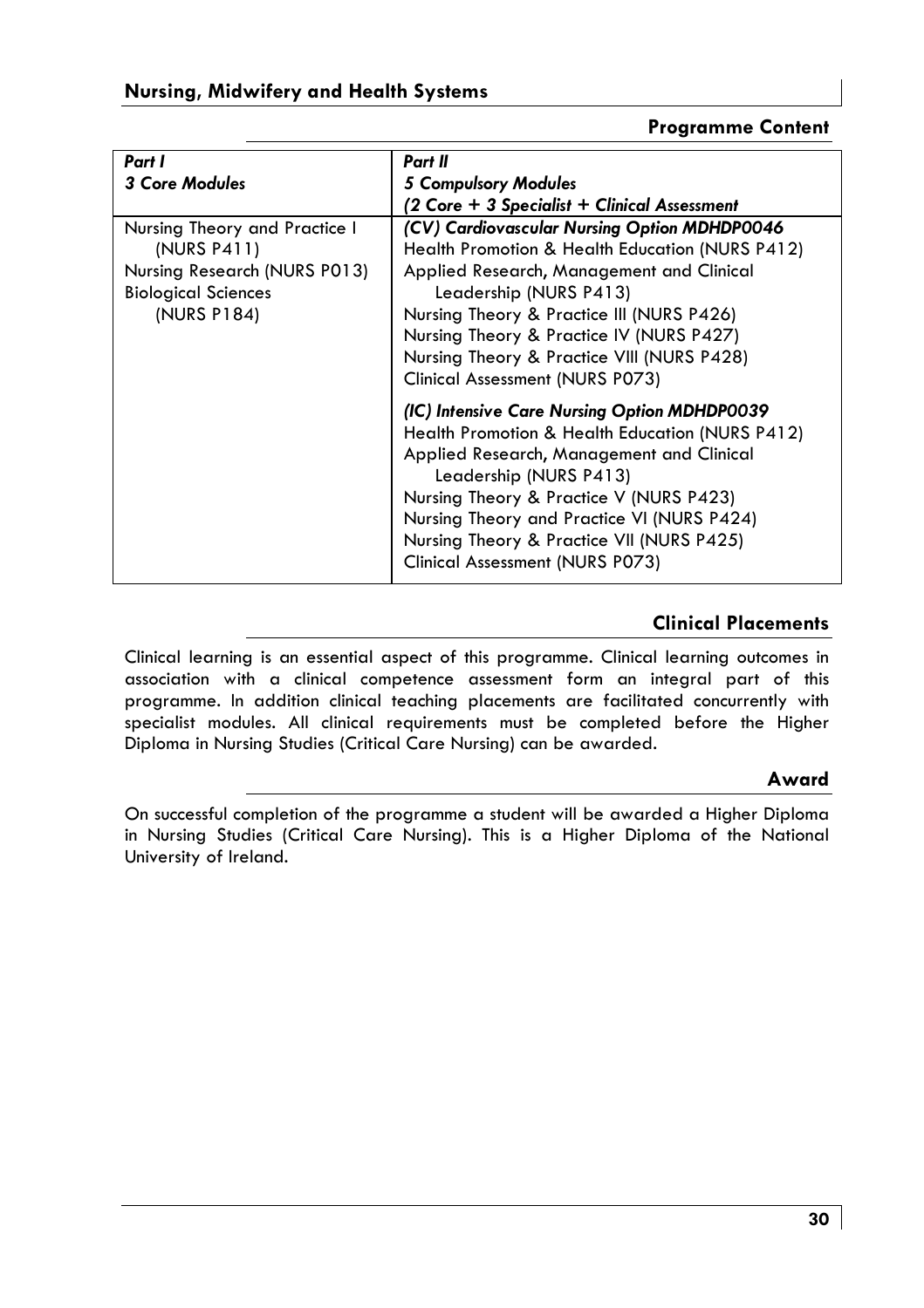## Programme Content

| *Part I*<br>*3 Core Modules* | *Part II*<br>*5 Compulsory Modules*<br>*(2 Core + 3 Specialist + Clinical Assessment* |
|---|---|
| Nursing Theory and Practice I (NURS P411)<br>Nursing Research (NURS P013)<br>Biological Sciences (NURS P184) | ***(CV) Cardiovascular Nursing Option MDHDP0046***<br>Health Promotion & Health Education (NURS P412)<br>Applied Research, Management and Clinical Leadership (NURS P413)<br>Nursing Theory & Practice III (NURS P426)<br>Nursing Theory & Practice IV (NURS P427)<br>Nursing Theory & Practice VIII (NURS P428)<br>Clinical Assessment (NURS P073)<br><br>***(IC) Intensive Care Nursing Option MDHDP0039***<br>Health Promotion & Health Education (NURS P412)<br>Applied Research, Management and Clinical Leadership (NURS P413)<br>Nursing Theory & Practice V (NURS P423)<br>Nursing Theory and Practice VI (NURS P424)<br>Nursing Theory & Practice VII (NURS P425)<br>Clinical Assessment (NURS P073) |

## Clinical Placements

Clinical learning is an essential aspect of this programme. Clinical learning outcomes in association with a clinical competence assessment form an integral part of this programme. In addition clinical teaching placements are facilitated concurrently with specialist modules. All clinical requirements must be completed before the Higher Diploma in Nursing Studies (Critical Care Nursing) can be awarded.

## Award

On successful completion of the programme a student will be awarded a Higher Diploma in Nursing Studies (Critical Care Nursing). This is a Higher Diploma of the National University of Ireland.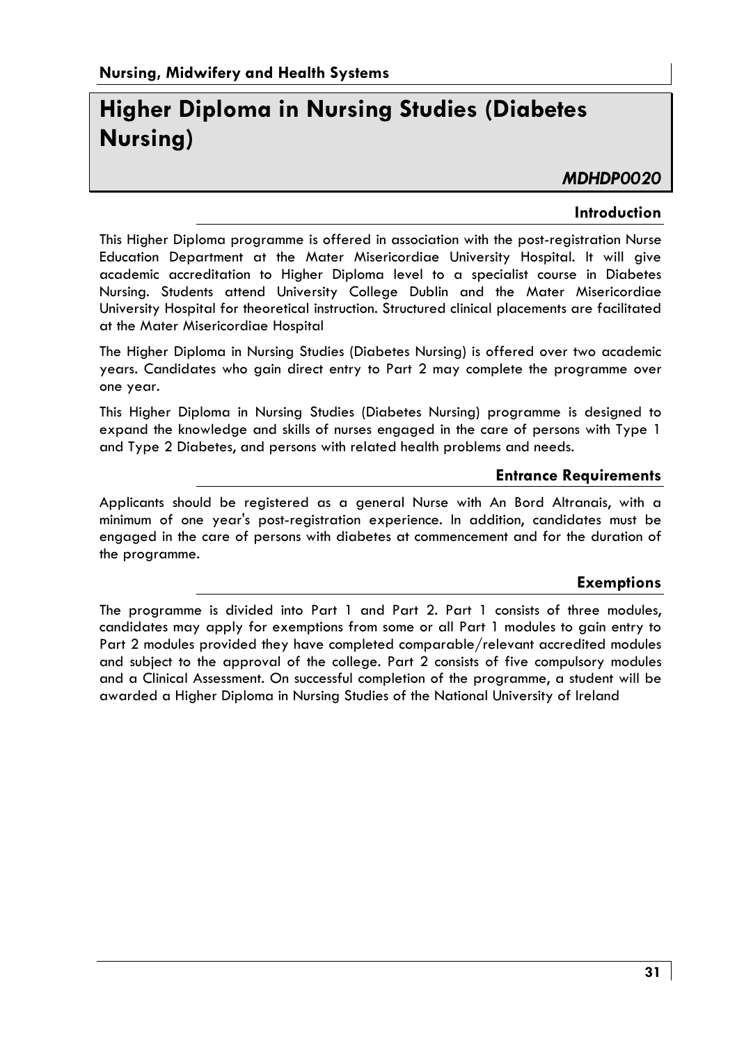## Nursing, Midwifery and Health Systems

# Higher Diploma in Nursing Studies (Diabetes Nursing)

***MDHDP0020***

### Introduction

This Higher Diploma programme is offered in association with the post-registration Nurse Education Department at the Mater Misericordiae University Hospital. It will give academic accreditation to Higher Diploma level to a specialist course in Diabetes Nursing. Students attend University College Dublin and the Mater Misericordiae University Hospital for theoretical instruction. Structured clinical placements are facilitated at the Mater Misericordiae Hospital

The Higher Diploma in Nursing Studies (Diabetes Nursing) is offered over two academic years. Candidates who gain direct entry to Part 2 may complete the programme over one year.

This Higher Diploma in Nursing Studies (Diabetes Nursing) programme is designed to expand the knowledge and skills of nurses engaged in the care of persons with Type 1 and Type 2 Diabetes, and persons with related health problems and needs.

### Entrance Requirements

Applicants should be registered as a general Nurse with An Bord Altranais, with a minimum of one year's post-registration experience. In addition, candidates must be engaged in the care of persons with diabetes at commencement and for the duration of the programme.

### Exemptions

The programme is divided into Part 1 and Part 2. Part 1 consists of three modules, candidates may apply for exemptions from some or all Part 1 modules to gain entry to Part 2 modules provided they have completed comparable/relevant accredited modules and subject to the approval of the college. Part 2 consists of five compulsory modules and a Clinical Assessment. On successful completion of the programme, a student will be awarded a Higher Diploma in Nursing Studies of the National University of Ireland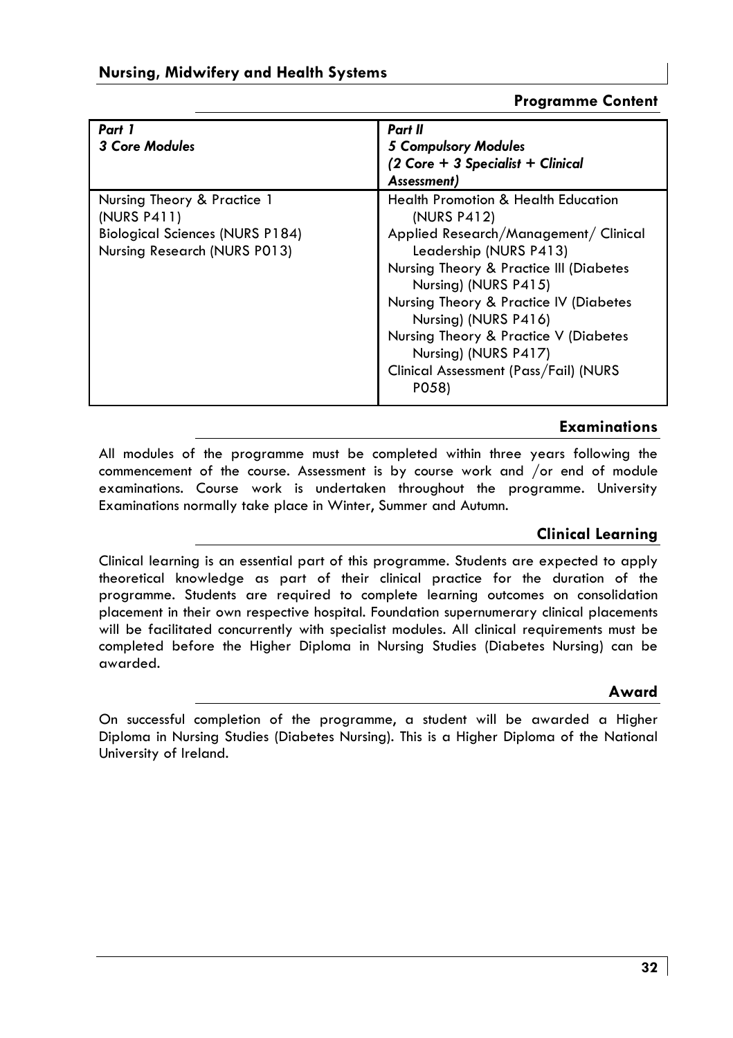## Programme Content

| *Part 1*<br>*3 Core Modules* | *Part II*<br>*5 Compulsory Modules*<br>*(2 Core + 3 Specialist + Clinical Assessment)* |
|---|---|
| Nursing Theory & Practice 1 (NURS P411)<br>Biological Sciences (NURS P184)<br>Nursing Research (NURS P013) | Health Promotion & Health Education (NURS P412)<br>Applied Research/Management/ Clinical Leadership (NURS P413)<br>Nursing Theory & Practice III (Diabetes Nursing) (NURS P415)<br>Nursing Theory & Practice IV (Diabetes Nursing) (NURS P416)<br>Nursing Theory & Practice V (Diabetes Nursing) (NURS P417)<br>Clinical Assessment (Pass/Fail) (NURS P058) |

## Examinations

All modules of the programme must be completed within three years following the commencement of the course. Assessment is by course work and /or end of module examinations. Course work is undertaken throughout the programme. University Examinations normally take place in Winter, Summer and Autumn.

## Clinical Learning

Clinical learning is an essential part of this programme. Students are expected to apply theoretical knowledge as part of their clinical practice for the duration of the programme. Students are required to complete learning outcomes on consolidation placement in their own respective hospital. Foundation supernumerary clinical placements will be facilitated concurrently with specialist modules. All clinical requirements must be completed before the Higher Diploma in Nursing Studies (Diabetes Nursing) can be awarded.

## Award

On successful completion of the programme, a student will be awarded a Higher Diploma in Nursing Studies (Diabetes Nursing). This is a Higher Diploma of the National University of Ireland.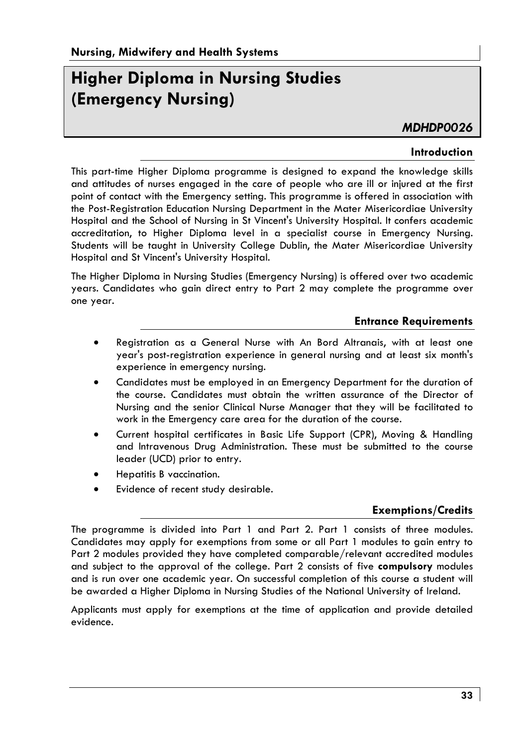## Nursing, Midwifery and Health Systems

# Higher Diploma in Nursing Studies (Emergency Nursing)

*MDHDP0026*

### Introduction

This part-time Higher Diploma programme is designed to expand the knowledge skills and attitudes of nurses engaged in the care of people who are ill or injured at the first point of contact with the Emergency setting. This programme is offered in association with the Post-Registration Education Nursing Department in the Mater Misericordiae University Hospital and the School of Nursing in St Vincent's University Hospital. It confers academic accreditation, to Higher Diploma level in a specialist course in Emergency Nursing. Students will be taught in University College Dublin, the Mater Misericordiae University Hospital and St Vincent's University Hospital.

The Higher Diploma in Nursing Studies (Emergency Nursing) is offered over two academic years. Candidates who gain direct entry to Part 2 may complete the programme over one year.

### Entrance Requirements

- Registration as a General Nurse with An Bord Altranais, with at least one year's post-registration experience in general nursing and at least six month's experience in emergency nursing.
- Candidates must be employed in an Emergency Department for the duration of the course. Candidates must obtain the written assurance of the Director of Nursing and the senior Clinical Nurse Manager that they will be facilitated to work in the Emergency care area for the duration of the course.
- Current hospital certificates in Basic Life Support (CPR), Moving & Handling and Intravenous Drug Administration. These must be submitted to the course leader (UCD) prior to entry.
- Hepatitis B vaccination.
- Evidence of recent study desirable.

### Exemptions/Credits

The programme is divided into Part 1 and Part 2. Part 1 consists of three modules. Candidates may apply for exemptions from some or all Part 1 modules to gain entry to Part 2 modules provided they have completed comparable/relevant accredited modules and subject to the approval of the college. Part 2 consists of five **compulsory** modules and is run over one academic year. On successful completion of this course a student will be awarded a Higher Diploma in Nursing Studies of the National University of Ireland.

Applicants must apply for exemptions at the time of application and provide detailed evidence.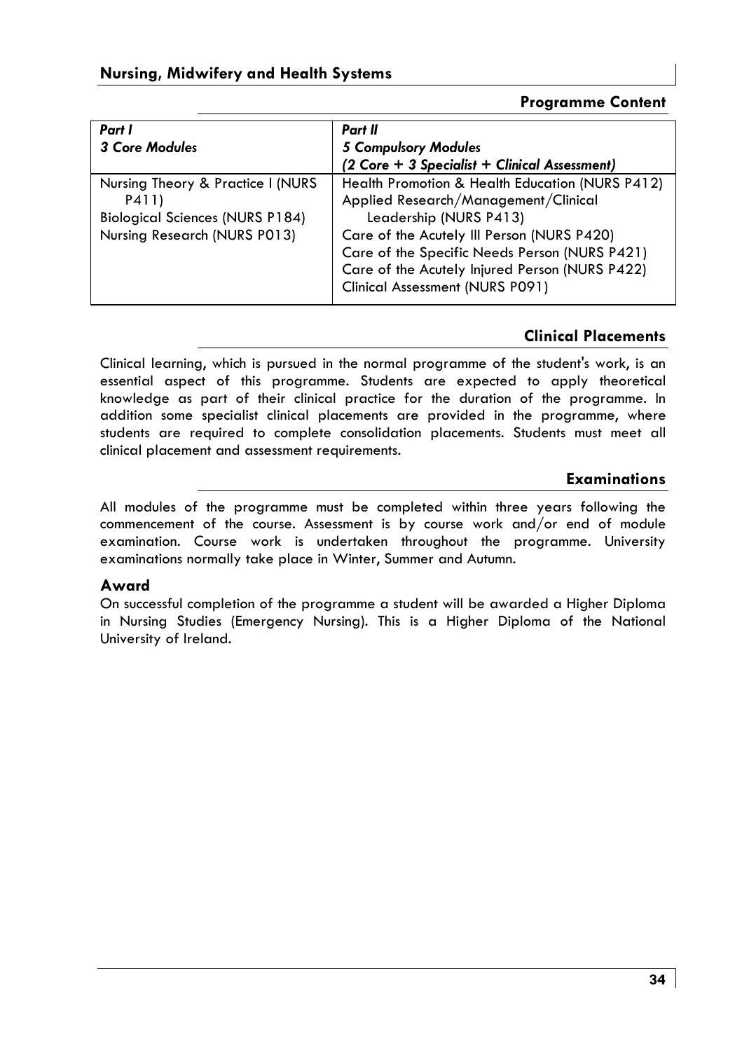## Programme Content

| *Part I*<br>*3 Core Modules* | *Part II*<br>*5 Compulsory Modules*<br>*(2 Core + 3 Specialist + Clinical Assessment)* |
|---|---|
| Nursing Theory & Practice I (NURS P411)<br>Biological Sciences (NURS P184)<br>Nursing Research (NURS P013) | Health Promotion & Health Education (NURS P412)<br>Applied Research/Management/Clinical Leadership (NURS P413)<br>Care of the Acutely Ill Person (NURS P420)<br>Care of the Specific Needs Person (NURS P421)<br>Care of the Acutely Injured Person (NURS P422)<br>Clinical Assessment (NURS P091) |

## Clinical Placements

Clinical learning, which is pursued in the normal programme of the student's work, is an essential aspect of this programme. Students are expected to apply theoretical knowledge as part of their clinical practice for the duration of the programme. In addition some specialist clinical placements are provided in the programme, where students are required to complete consolidation placements. Students must meet all clinical placement and assessment requirements.

## Examinations

All modules of the programme must be completed within three years following the commencement of the course. Assessment is by course work and/or end of module examination. Course work is undertaken throughout the programme. University examinations normally take place in Winter, Summer and Autumn.

### Award

On successful completion of the programme a student will be awarded a Higher Diploma in Nursing Studies (Emergency Nursing). This is a Higher Diploma of the National University of Ireland.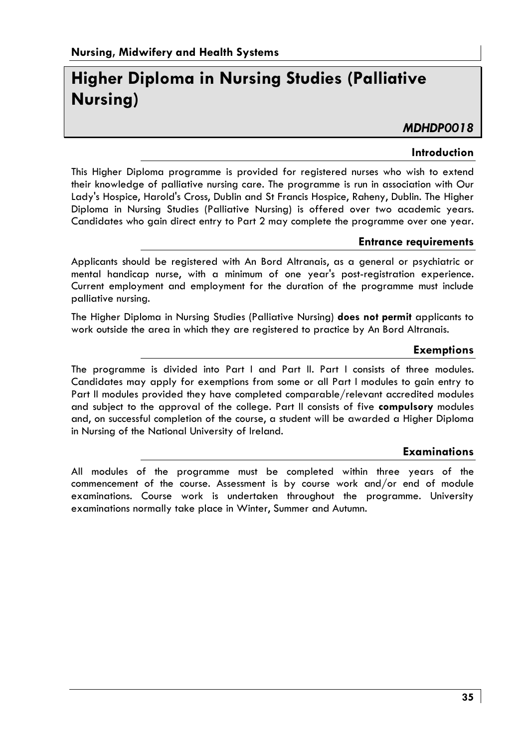**Nursing, Midwifery and Health Systems**

# Higher Diploma in Nursing Studies (Palliative Nursing)

***MDHDP0018***

### Introduction

This Higher Diploma programme is provided for registered nurses who wish to extend their knowledge of palliative nursing care. The programme is run in association with Our Lady's Hospice, Harold's Cross, Dublin and St Francis Hospice, Raheny, Dublin. The Higher Diploma in Nursing Studies (Palliative Nursing) is offered over two academic years. Candidates who gain direct entry to Part 2 may complete the programme over one year.

### Entrance requirements

Applicants should be registered with An Bord Altranais, as a general or psychiatric or mental handicap nurse, with a minimum of one year's post-registration experience. Current employment and employment for the duration of the programme must include palliative nursing.

The Higher Diploma in Nursing Studies (Palliative Nursing) **does not permit** applicants to work outside the area in which they are registered to practice by An Bord Altranais.

### Exemptions

The programme is divided into Part I and Part II. Part I consists of three modules. Candidates may apply for exemptions from some or all Part I modules to gain entry to Part II modules provided they have completed comparable/relevant accredited modules and subject to the approval of the college. Part II consists of five **compulsory** modules and, on successful completion of the course, a student will be awarded a Higher Diploma in Nursing of the National University of Ireland.

### Examinations

All modules of the programme must be completed within three years of the commencement of the course. Assessment is by course work and/or end of module examinations. Course work is undertaken throughout the programme. University examinations normally take place in Winter, Summer and Autumn.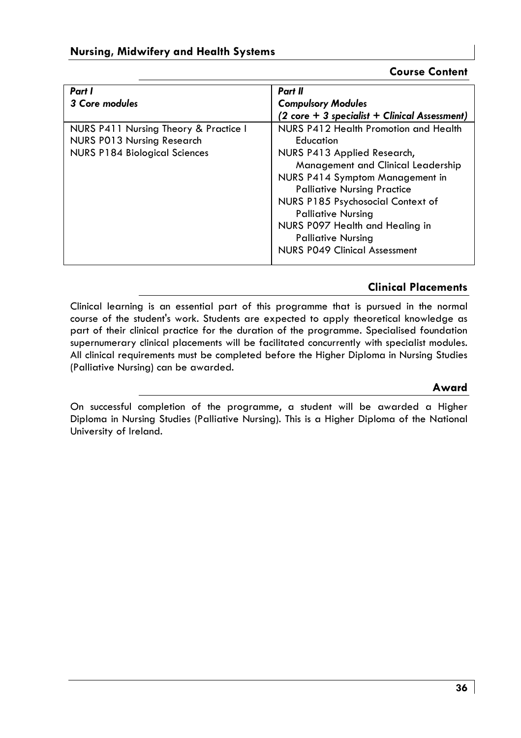## Course Content

| *Part I*<br>*3 Core modules* | *Part II*<br>*Compulsory Modules*<br>*(2 core + 3 specialist + Clinical Assessment)* |
|---|---|
| NURS P411 Nursing Theory & Practice I<br>NURS P013 Nursing Research<br>NURS P184 Biological Sciences | NURS P412 Health Promotion and Health Education<br>NURS P413 Applied Research, Management and Clinical Leadership<br>NURS P414 Symptom Management in Palliative Nursing Practice<br>NURS P185 Psychosocial Context of Palliative Nursing<br>NURS P097 Health and Healing in Palliative Nursing<br>NURS P049 Clinical Assessment |

## Clinical Placements

Clinical learning is an essential part of this programme that is pursued in the normal course of the student's work. Students are expected to apply theoretical knowledge as part of their clinical practice for the duration of the programme. Specialised foundation supernumerary clinical placements will be facilitated concurrently with specialist modules. All clinical requirements must be completed before the Higher Diploma in Nursing Studies (Palliative Nursing) can be awarded.

## Award

On successful completion of the programme, a student will be awarded a Higher Diploma in Nursing Studies (Palliative Nursing). This is a Higher Diploma of the National University of Ireland.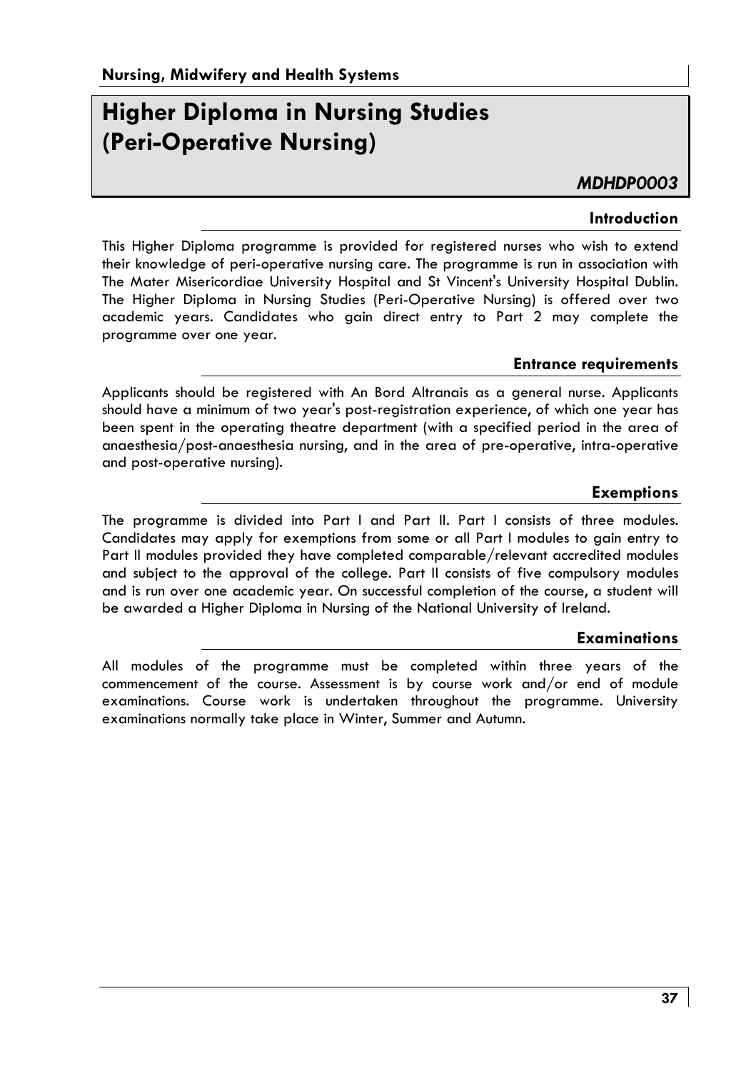**Nursing, Midwifery and Health Systems**

# Higher Diploma in Nursing Studies (Peri-Operative Nursing)

***MDHDP0003***

### Introduction

This Higher Diploma programme is provided for registered nurses who wish to extend their knowledge of peri-operative nursing care. The programme is run in association with The Mater Misericordiae University Hospital and St Vincent's University Hospital Dublin. The Higher Diploma in Nursing Studies (Peri-Operative Nursing) is offered over two academic years. Candidates who gain direct entry to Part 2 may complete the programme over one year.

### Entrance requirements

Applicants should be registered with An Bord Altranais as a general nurse. Applicants should have a minimum of two year's post-registration experience, of which one year has been spent in the operating theatre department (with a specified period in the area of anaesthesia/post-anaesthesia nursing, and in the area of pre-operative, intra-operative and post-operative nursing).

### Exemptions

The programme is divided into Part I and Part II. Part I consists of three modules. Candidates may apply for exemptions from some or all Part I modules to gain entry to Part II modules provided they have completed comparable/relevant accredited modules and subject to the approval of the college. Part II consists of five compulsory modules and is run over one academic year. On successful completion of the course, a student will be awarded a Higher Diploma in Nursing of the National University of Ireland.

### Examinations

All modules of the programme must be completed within three years of the commencement of the course. Assessment is by course work and/or end of module examinations. Course work is undertaken throughout the programme. University examinations normally take place in Winter, Summer and Autumn.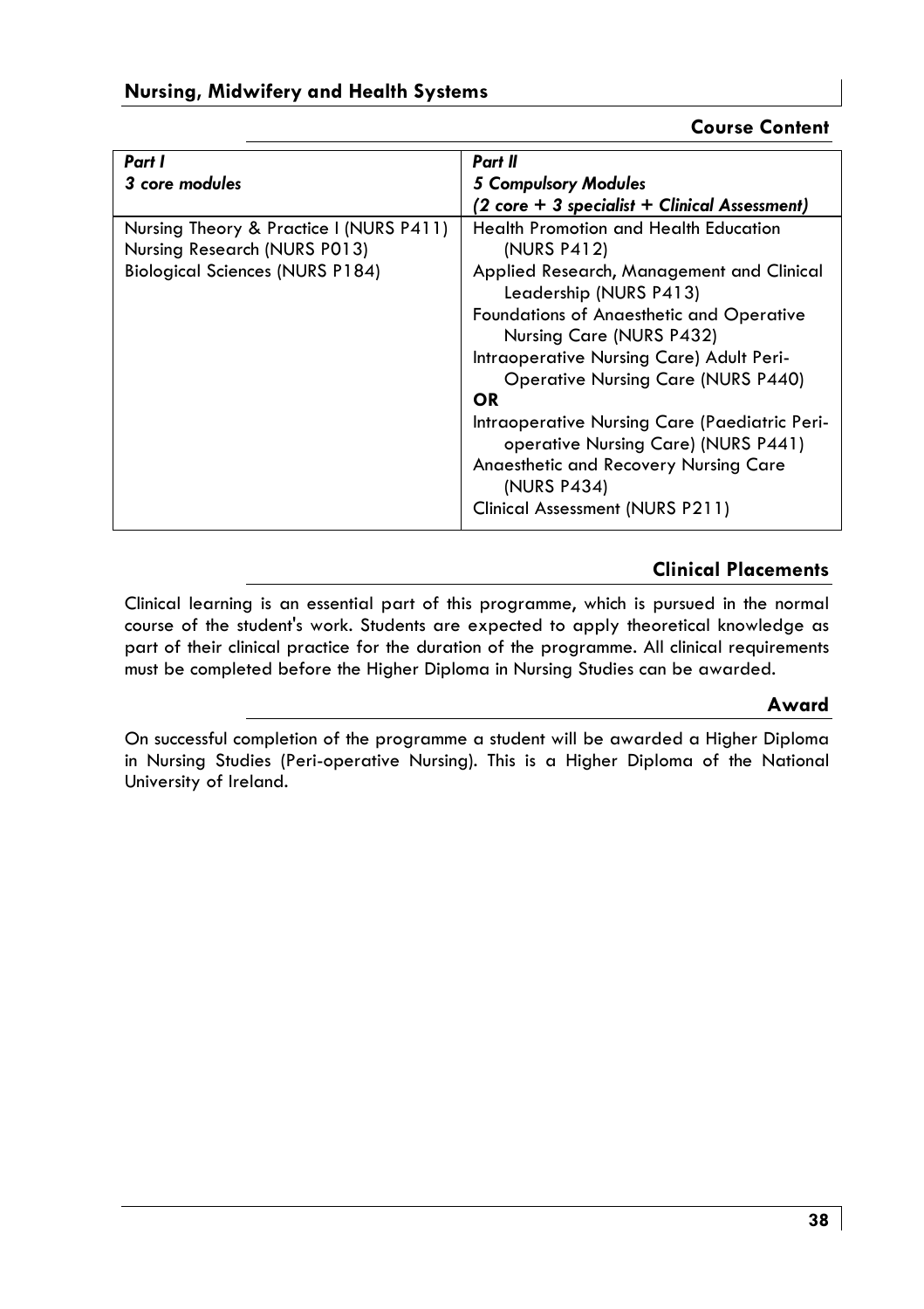## Course Content

| *Part I*<br>*3 core modules* | *Part II*<br>*5 Compulsory Modules*<br>*(2 core + 3 specialist + Clinical Assessment)* |
|---|---|
| Nursing Theory & Practice I (NURS P411)<br>Nursing Research (NURS P013)<br>Biological Sciences (NURS P184) | Health Promotion and Health Education (NURS P412)<br>Applied Research, Management and Clinical Leadership (NURS P413)<br>Foundations of Anaesthetic and Operative Nursing Care (NURS P432)<br>Intraoperative Nursing Care) Adult Peri-Operative Nursing Care (NURS P440)<br>**OR**<br>Intraoperative Nursing Care (Paediatric Peri-operative Nursing Care) (NURS P441)<br>Anaesthetic and Recovery Nursing Care (NURS P434)<br>Clinical Assessment (NURS P211) |

## Clinical Placements

Clinical learning is an essential part of this programme, which is pursued in the normal course of the student's work. Students are expected to apply theoretical knowledge as part of their clinical practice for the duration of the programme. All clinical requirements must be completed before the Higher Diploma in Nursing Studies can be awarded.

## Award

On successful completion of the programme a student will be awarded a Higher Diploma in Nursing Studies (Peri-operative Nursing). This is a Higher Diploma of the National University of Ireland.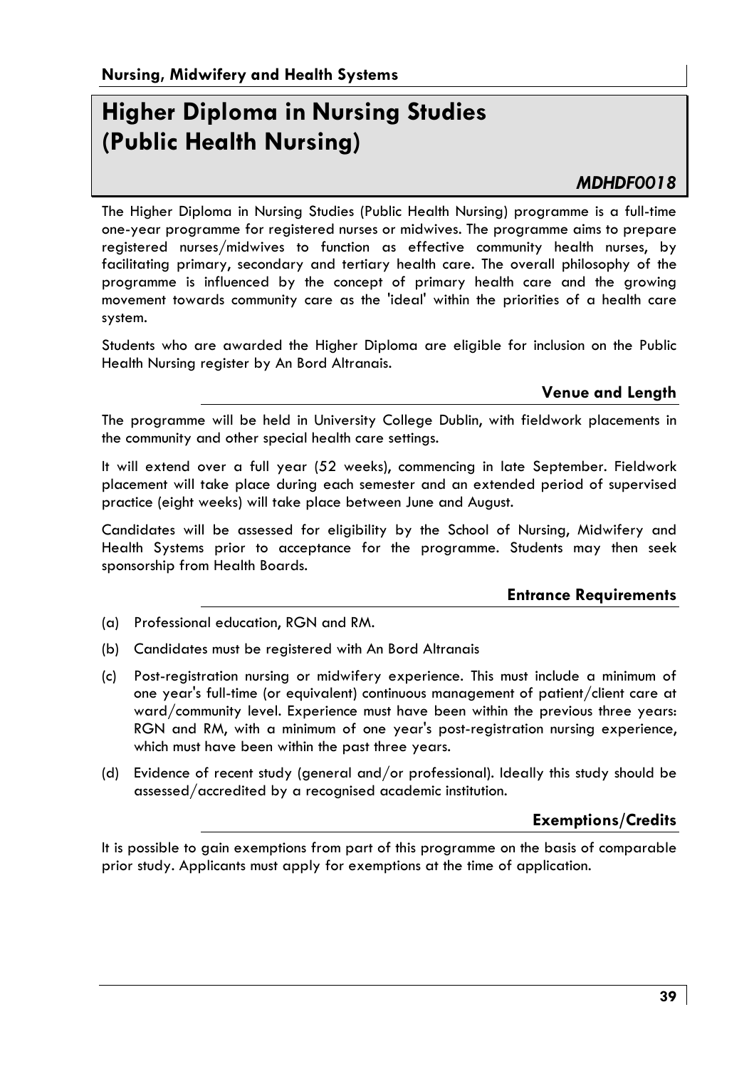**Nursing, Midwifery and Health Systems**

# Higher Diploma in Nursing Studies (Public Health Nursing)

***MDHDF0018***

The Higher Diploma in Nursing Studies (Public Health Nursing) programme is a full-time one-year programme for registered nurses or midwives. The programme aims to prepare registered nurses/midwives to function as effective community health nurses, by facilitating primary, secondary and tertiary health care. The overall philosophy of the programme is influenced by the concept of primary health care and the growing movement towards community care as the 'ideal' within the priorities of a health care system.

Students who are awarded the Higher Diploma are eligible for inclusion on the Public Health Nursing register by An Bord Altranais.

## Venue and Length

The programme will be held in University College Dublin, with fieldwork placements in the community and other special health care settings.

It will extend over a full year (52 weeks), commencing in late September. Fieldwork placement will take place during each semester and an extended period of supervised practice (eight weeks) will take place between June and August.

Candidates will be assessed for eligibility by the School of Nursing, Midwifery and Health Systems prior to acceptance for the programme. Students may then seek sponsorship from Health Boards.

## Entrance Requirements

(a) Professional education, RGN and RM.

(b) Candidates must be registered with An Bord Altranais

(c) Post-registration nursing or midwifery experience. This must include a minimum of one year's full-time (or equivalent) continuous management of patient/client care at ward/community level. Experience must have been within the previous three years: RGN and RM, with a minimum of one year's post-registration nursing experience, which must have been within the past three years.

(d) Evidence of recent study (general and/or professional). Ideally this study should be assessed/accredited by a recognised academic institution.

## Exemptions/Credits

It is possible to gain exemptions from part of this programme on the basis of comparable prior study. Applicants must apply for exemptions at the time of application.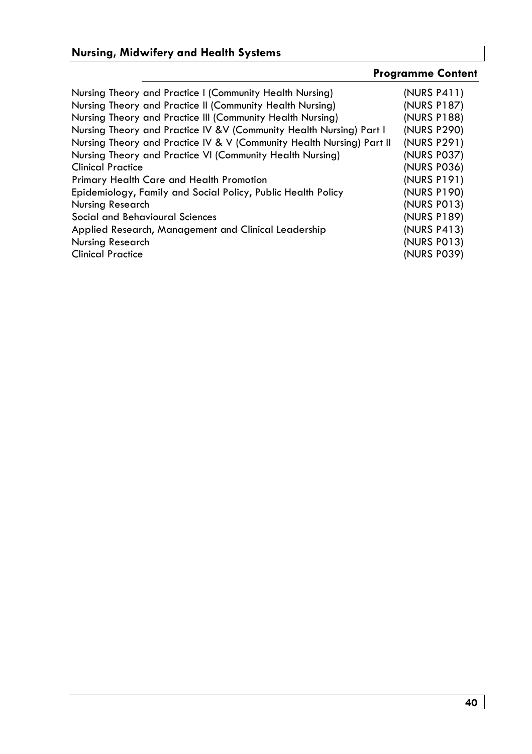## Programme Content

| | |
|---|---|
| Nursing Theory and Practice I (Community Health Nursing) | (NURS P411) |
| Nursing Theory and Practice II (Community Health Nursing) | (NURS P187) |
| Nursing Theory and Practice III (Community Health Nursing) | (NURS P188) |
| Nursing Theory and Practice IV &V (Community Health Nursing) Part I | (NURS P290) |
| Nursing Theory and Practice IV & V (Community Health Nursing) Part II | (NURS P291) |
| Nursing Theory and Practice VI (Community Health Nursing) | (NURS P037) |
| Clinical Practice | (NURS P036) |
| Primary Health Care and Health Promotion | (NURS P191) |
| Epidemiology, Family and Social Policy, Public Health Policy | (NURS P190) |
| Nursing Research | (NURS P013) |
| Social and Behavioural Sciences | (NURS P189) |
| Applied Research, Management and Clinical Leadership | (NURS P413) |
| Nursing Research | (NURS P013) |
| Clinical Practice | (NURS P039) |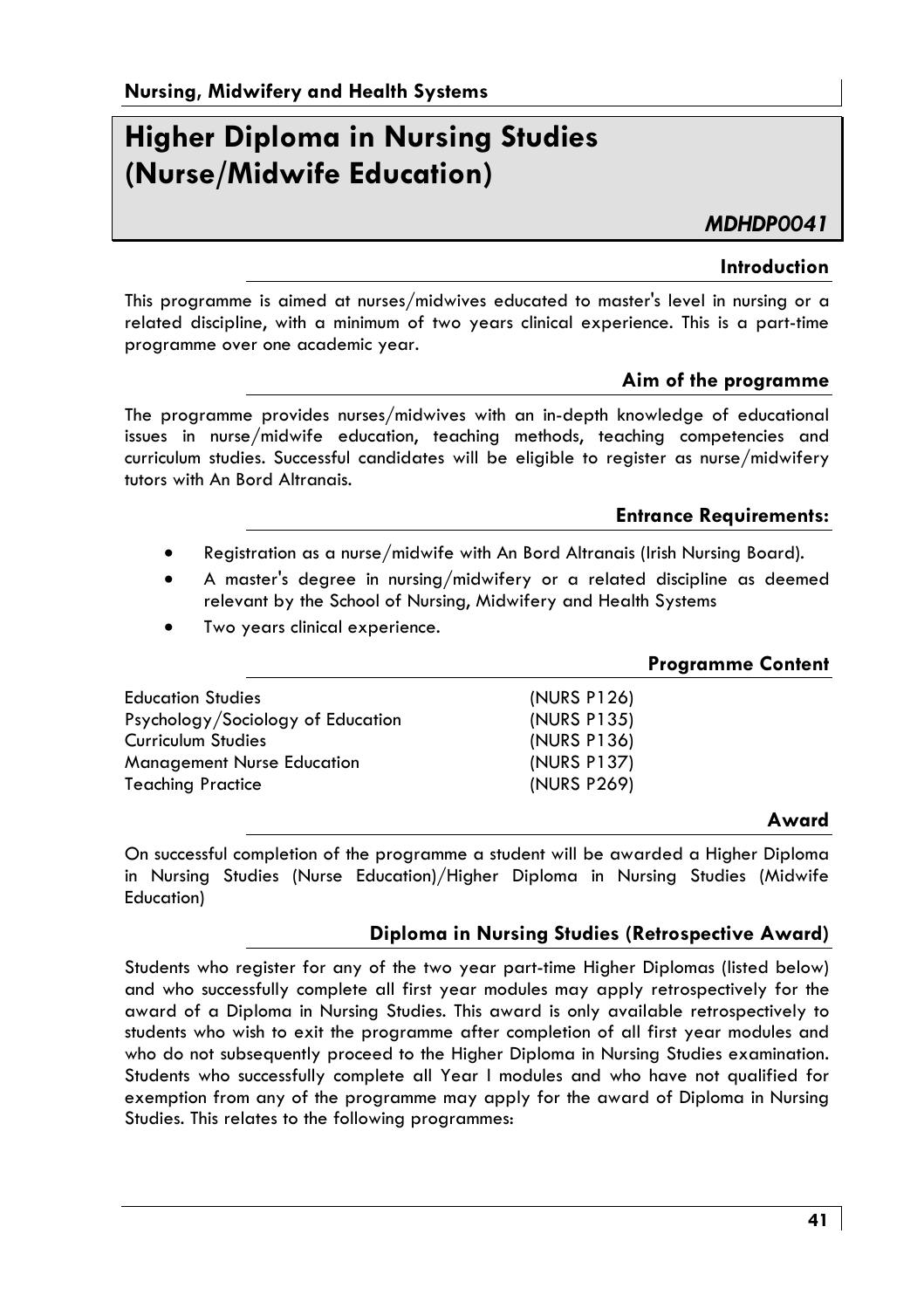# Higher Diploma in Nursing Studies (Nurse/Midwife Education)

*MDHDP0041*

## Introduction

This programme is aimed at nurses/midwives educated to master's level in nursing or a related discipline, with a minimum of two years clinical experience. This is a part-time programme over one academic year.

## Aim of the programme

The programme provides nurses/midwives with an in-depth knowledge of educational issues in nurse/midwife education, teaching methods, teaching competencies and curriculum studies. Successful candidates will be eligible to register as nurse/midwifery tutors with An Bord Altranais.

## Entrance Requirements:

- Registration as a nurse/midwife with An Bord Altranais (Irish Nursing Board).
- A master's degree in nursing/midwifery or a related discipline as deemed relevant by the School of Nursing, Midwifery and Health Systems
- Two years clinical experience.

## Programme Content

| | |
|---|---|
| Education Studies | (NURS P126) |
| Psychology/Sociology of Education | (NURS P135) |
| Curriculum Studies | (NURS P136) |
| Management Nurse Education | (NURS P137) |
| Teaching Practice | (NURS P269) |

## Award

On successful completion of the programme a student will be awarded a Higher Diploma in Nursing Studies (Nurse Education)/Higher Diploma in Nursing Studies (Midwife Education)

## Diploma in Nursing Studies (Retrospective Award)

Students who register for any of the two year part-time Higher Diplomas (listed below) and who successfully complete all first year modules may apply retrospectively for the award of a Diploma in Nursing Studies. This award is only available retrospectively to students who wish to exit the programme after completion of all first year modules and who do not subsequently proceed to the Higher Diploma in Nursing Studies examination. Students who successfully complete all Year I modules and who have not qualified for exemption from any of the programme may apply for the award of Diploma in Nursing Studies. This relates to the following programmes: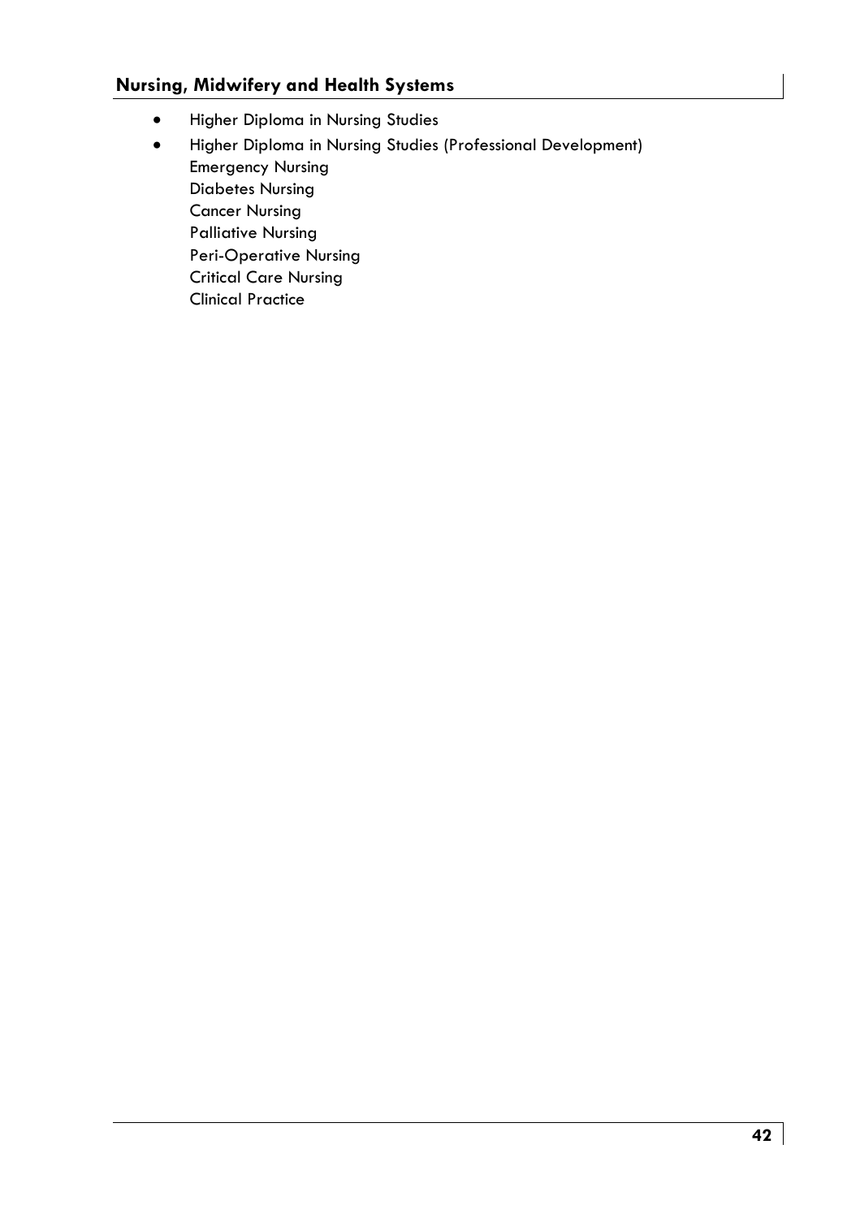## Nursing, Midwifery and Health Systems

- Higher Diploma in Nursing Studies
- Higher Diploma in Nursing Studies (Professional Development)
  Emergency Nursing
  Diabetes Nursing
  Cancer Nursing
  Palliative Nursing
  Peri-Operative Nursing
  Critical Care Nursing
  Clinical Practice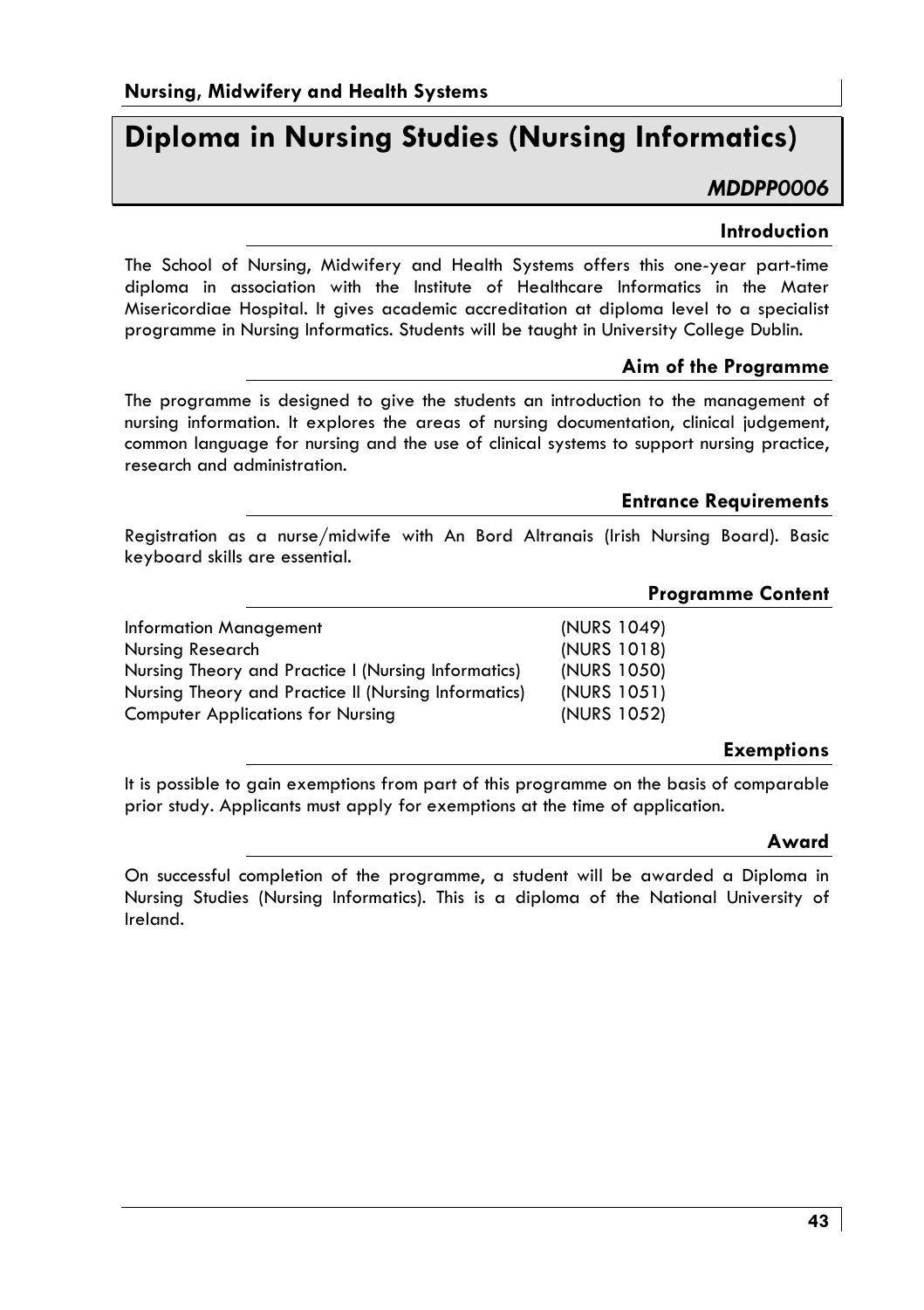# Diploma in Nursing Studies (Nursing Informatics)

***MDDPP0006***

## Introduction

The School of Nursing, Midwifery and Health Systems offers this one-year part-time diploma in association with the Institute of Healthcare Informatics in the Mater Misericordiae Hospital. It gives academic accreditation at diploma level to a specialist programme in Nursing Informatics. Students will be taught in University College Dublin.

## Aim of the Programme

The programme is designed to give the students an introduction to the management of nursing information. It explores the areas of nursing documentation, clinical judgement, common language for nursing and the use of clinical systems to support nursing practice, research and administration.

## Entrance Requirements

Registration as a nurse/midwife with An Bord Altranais (Irish Nursing Board). Basic keyboard skills are essential.

## Programme Content

| | |
|---|---|
| Information Management | (NURS 1049) |
| Nursing Research | (NURS 1018) |
| Nursing Theory and Practice I (Nursing Informatics) | (NURS 1050) |
| Nursing Theory and Practice II (Nursing Informatics) | (NURS 1051) |
| Computer Applications for Nursing | (NURS 1052) |

## Exemptions

It is possible to gain exemptions from part of this programme on the basis of comparable prior study. Applicants must apply for exemptions at the time of application.

## Award

On successful completion of the programme, a student will be awarded a Diploma in Nursing Studies (Nursing Informatics). This is a diploma of the National University of Ireland.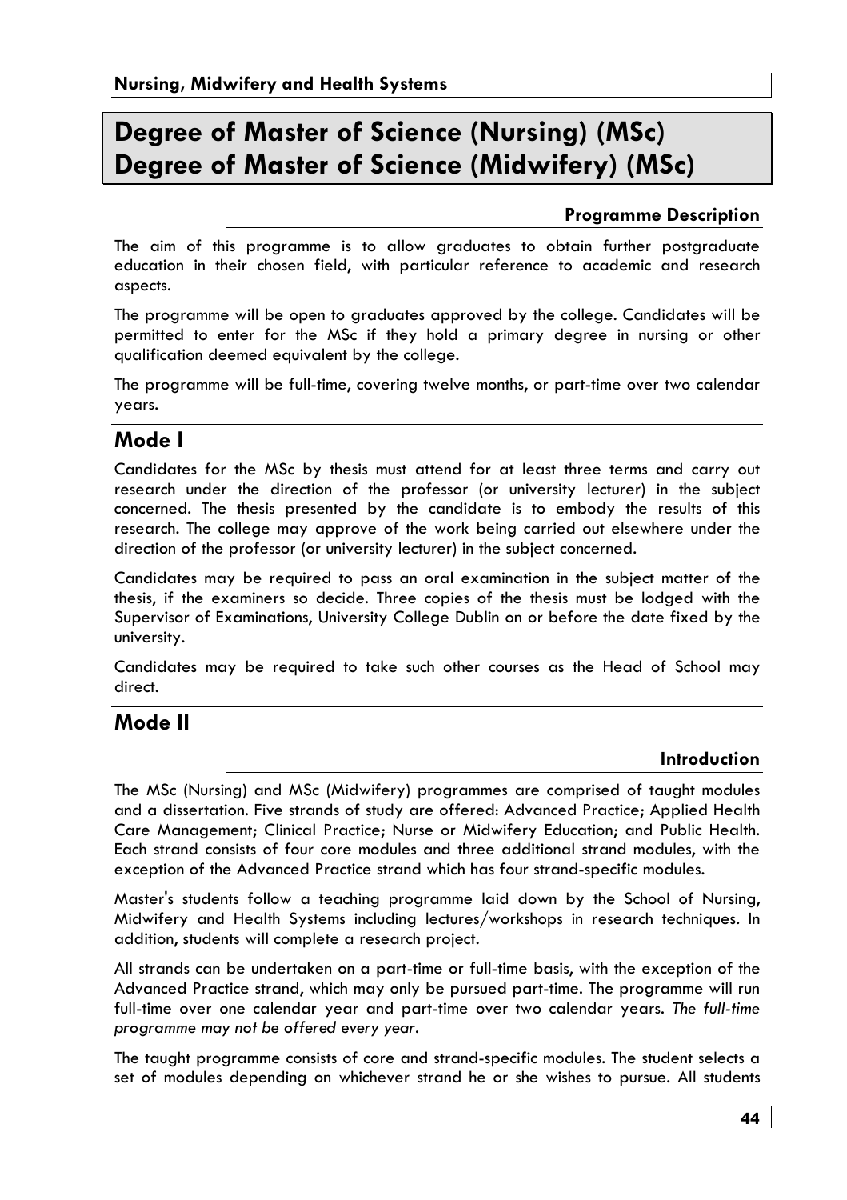# Degree of Master of Science (Nursing) (MSc)
# Degree of Master of Science (Midwifery) (MSc)

### Programme Description

The aim of this programme is to allow graduates to obtain further postgraduate education in their chosen field, with particular reference to academic and research aspects.

The programme will be open to graduates approved by the college. Candidates will be permitted to enter for the MSc if they hold a primary degree in nursing or other qualification deemed equivalent by the college.

The programme will be full-time, covering twelve months, or part-time over two calendar years.

## Mode I

Candidates for the MSc by thesis must attend for at least three terms and carry out research under the direction of the professor (or university lecturer) in the subject concerned. The thesis presented by the candidate is to embody the results of this research. The college may approve of the work being carried out elsewhere under the direction of the professor (or university lecturer) in the subject concerned.

Candidates may be required to pass an oral examination in the subject matter of the thesis, if the examiners so decide. Three copies of the thesis must be lodged with the Supervisor of Examinations, University College Dublin on or before the date fixed by the university.

Candidates may be required to take such other courses as the Head of School may direct.

## Mode II

### Introduction

The MSc (Nursing) and MSc (Midwifery) programmes are comprised of taught modules and a dissertation. Five strands of study are offered: Advanced Practice; Applied Health Care Management; Clinical Practice; Nurse or Midwifery Education; and Public Health. Each strand consists of four core modules and three additional strand modules, with the exception of the Advanced Practice strand which has four strand-specific modules.

Master's students follow a teaching programme laid down by the School of Nursing, Midwifery and Health Systems including lectures/workshops in research techniques. In addition, students will complete a research project.

All strands can be undertaken on a part-time or full-time basis, with the exception of the Advanced Practice strand, which may only be pursued part-time. The programme will run full-time over one calendar year and part-time over two calendar years. *The full-time programme may not be offered every year.*

The taught programme consists of core and strand-specific modules. The student selects a set of modules depending on whichever strand he or she wishes to pursue. All students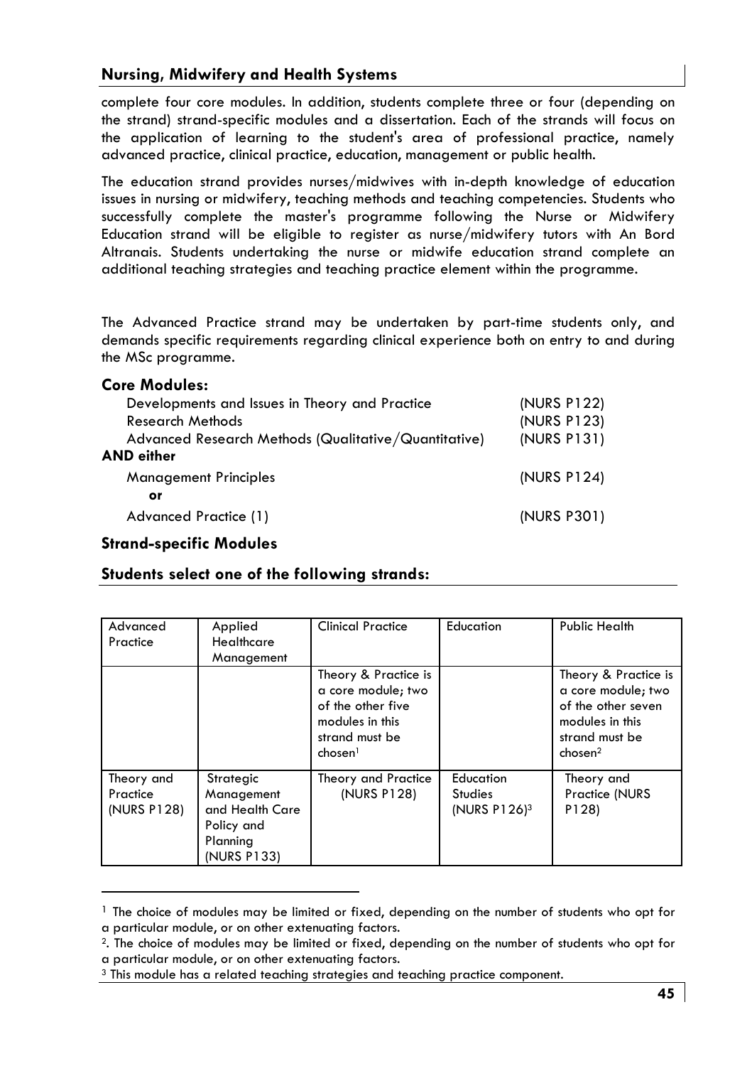complete four core modules. In addition, students complete three or four (depending on the strand) strand-specific modules and a dissertation. Each of the strands will focus on the application of learning to the student's area of professional practice, namely advanced practice, clinical practice, education, management or public health.

The education strand provides nurses/midwives with in-depth knowledge of education issues in nursing or midwifery, teaching methods and teaching competencies. Students who successfully complete the master's programme following the Nurse or Midwifery Education strand will be eligible to register as nurse/midwifery tutors with An Bord Altranais. Students undertaking the nurse or midwife education strand complete an additional teaching strategies and teaching practice element within the programme.

The Advanced Practice strand may be undertaken by part-time students only, and demands specific requirements regarding clinical experience both on entry to and during the MSc programme.

### Core Modules:

- Developments and Issues in Theory and Practice (NURS P122)
- Research Methods (NURS P123)
- Advanced Research Methods (Qualitative/Quantitative) (NURS P131)

**AND either**

- Management Principles (NURS P124)

  **or**

- Advanced Practice (1) (NURS P301)

### Strand-specific Modules

### Students select one of the following strands:

| Advanced Practice | Applied Healthcare Management | Clinical Practice | Education | Public Health |
|---|---|---|---|---|
| | | Theory & Practice is a core module; two of the other five modules in this strand must be chosen[1] | | Theory & Practice is a core module; two of the other seven modules in this strand must be chosen[2] |
| Theory and Practice (NURS P128) | Strategic Management and Health Care Policy and Planning (NURS P133) | Theory and Practice (NURS P128) | Education Studies (NURS P126)[3] | Theory and Practice (NURS P128) |

---

[1] The choice of modules may be limited or fixed, depending on the number of students who opt for a particular module, or on other extenuating factors.

[2]. The choice of modules may be limited or fixed, depending on the number of students who opt for a particular module, or on other extenuating factors.

[3] This module has a related teaching strategies and teaching practice component.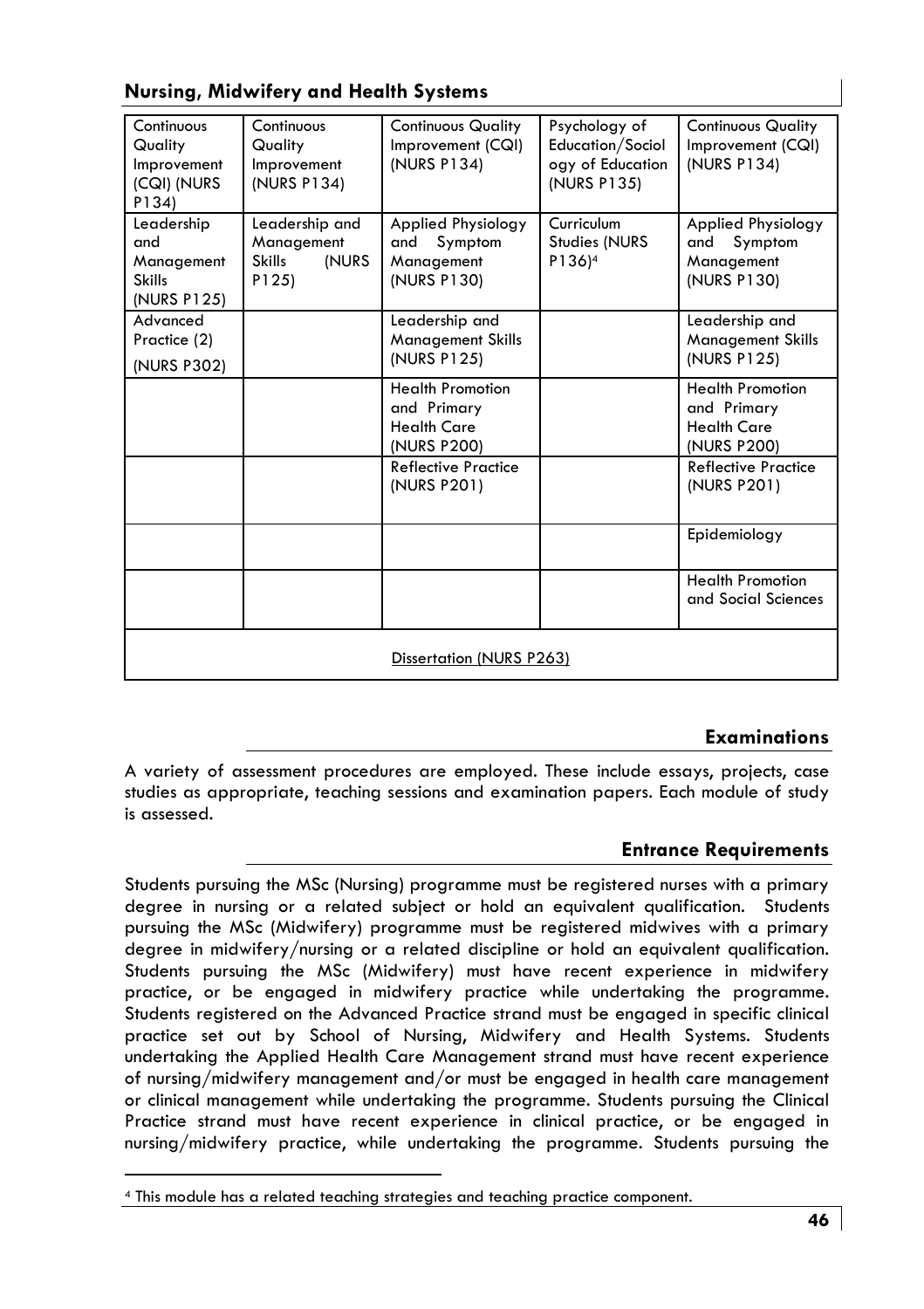## Nursing, Midwifery and Health Systems

| | | | | |
|---|---|---|---|---|
| Continuous Quality Improvement (CQI) (NURS P134) | Continuous Quality Improvement (NURS P134) | Continuous Quality Improvement (CQI) (NURS P134) | Psychology of Education/Sociology of Education (NURS P135) | Continuous Quality Improvement (CQI) (NURS P134) |
| Leadership and Management Skills (NURS P125) | Leadership and Management Skills (NURS P125) | Applied Physiology and Symptom Management (NURS P130) | Curriculum Studies (NURS P136)[4] | Applied Physiology and Symptom Management (NURS P130) |
| Advanced Practice (2) (NURS P302) | | Leadership and Management Skills (NURS P125) | | Leadership and Management Skills (NURS P125) |
| | | Health Promotion and Primary Health Care (NURS P200) | | Health Promotion and Primary Health Care (NURS P200) |
| | | Reflective Practice (NURS P201) | | Reflective Practice (NURS P201) |
| | | | | Epidemiology |
| | | | | Health Promotion and Social Sciences |
| Dissertation (NURS P263) | | | | |

### Examinations

A variety of assessment procedures are employed. These include essays, projects, case studies as appropriate, teaching sessions and examination papers. Each module of study is assessed.

### Entrance Requirements

Students pursuing the MSc (Nursing) programme must be registered nurses with a primary degree in nursing or a related subject or hold an equivalent qualification. Students pursuing the MSc (Midwifery) programme must be registered midwives with a primary degree in midwifery/nursing or a related discipline or hold an equivalent qualification. Students pursuing the MSc (Midwifery) must have recent experience in midwifery practice, or be engaged in midwifery practice while undertaking the programme. Students registered on the Advanced Practice strand must be engaged in specific clinical practice set out by School of Nursing, Midwifery and Health Systems. Students undertaking the Applied Health Care Management strand must have recent experience of nursing/midwifery management and/or must be engaged in health care management or clinical management while undertaking the programme. Students pursuing the Clinical Practice strand must have recent experience in clinical practice, or be engaged in nursing/midwifery practice, while undertaking the programme. Students pursuing the

[4] This module has a related teaching strategies and teaching practice component.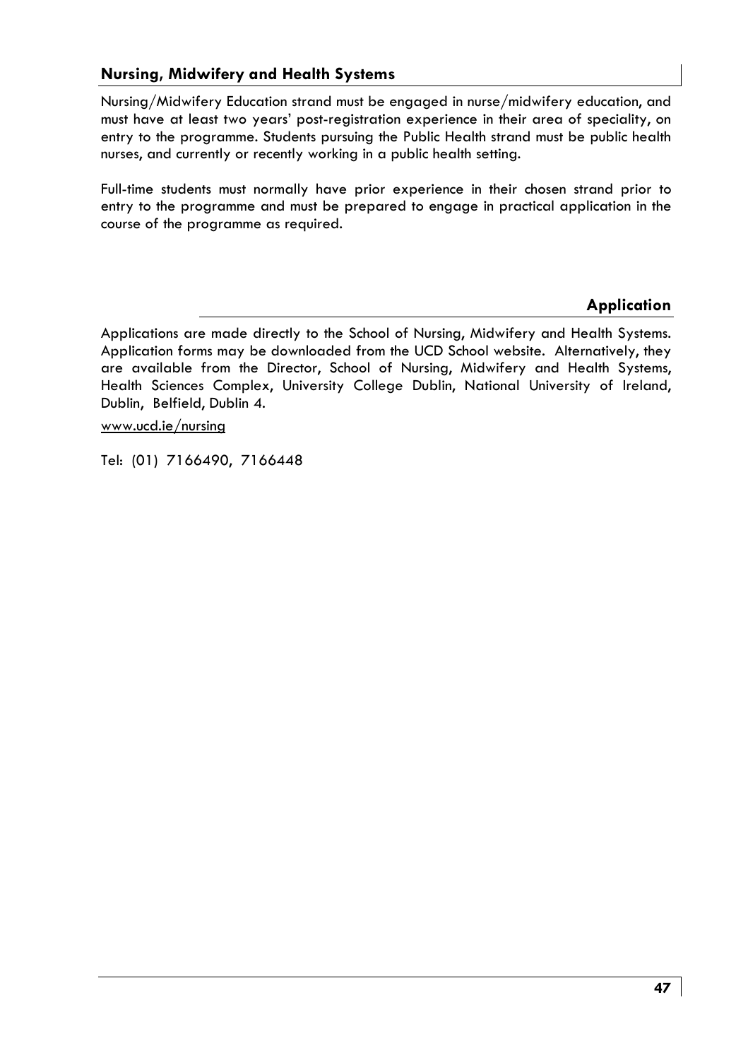## Nursing, Midwifery and Health Systems

Nursing/Midwifery Education strand must be engaged in nurse/midwifery education, and must have at least two years' post-registration experience in their area of speciality, on entry to the programme. Students pursuing the Public Health strand must be public health nurses, and currently or recently working in a public health setting.

Full-time students must normally have prior experience in their chosen strand prior to entry to the programme and must be prepared to engage in practical application in the course of the programme as required.

## Application

Applications are made directly to the School of Nursing, Midwifery and Health Systems. Application forms may be downloaded from the UCD School website. Alternatively, they are available from the Director, School of Nursing, Midwifery and Health Systems, Health Sciences Complex, University College Dublin, National University of Ireland, Dublin, Belfield, Dublin 4.

www.ucd.ie/nursing

Tel: (01) 7166490, 7166448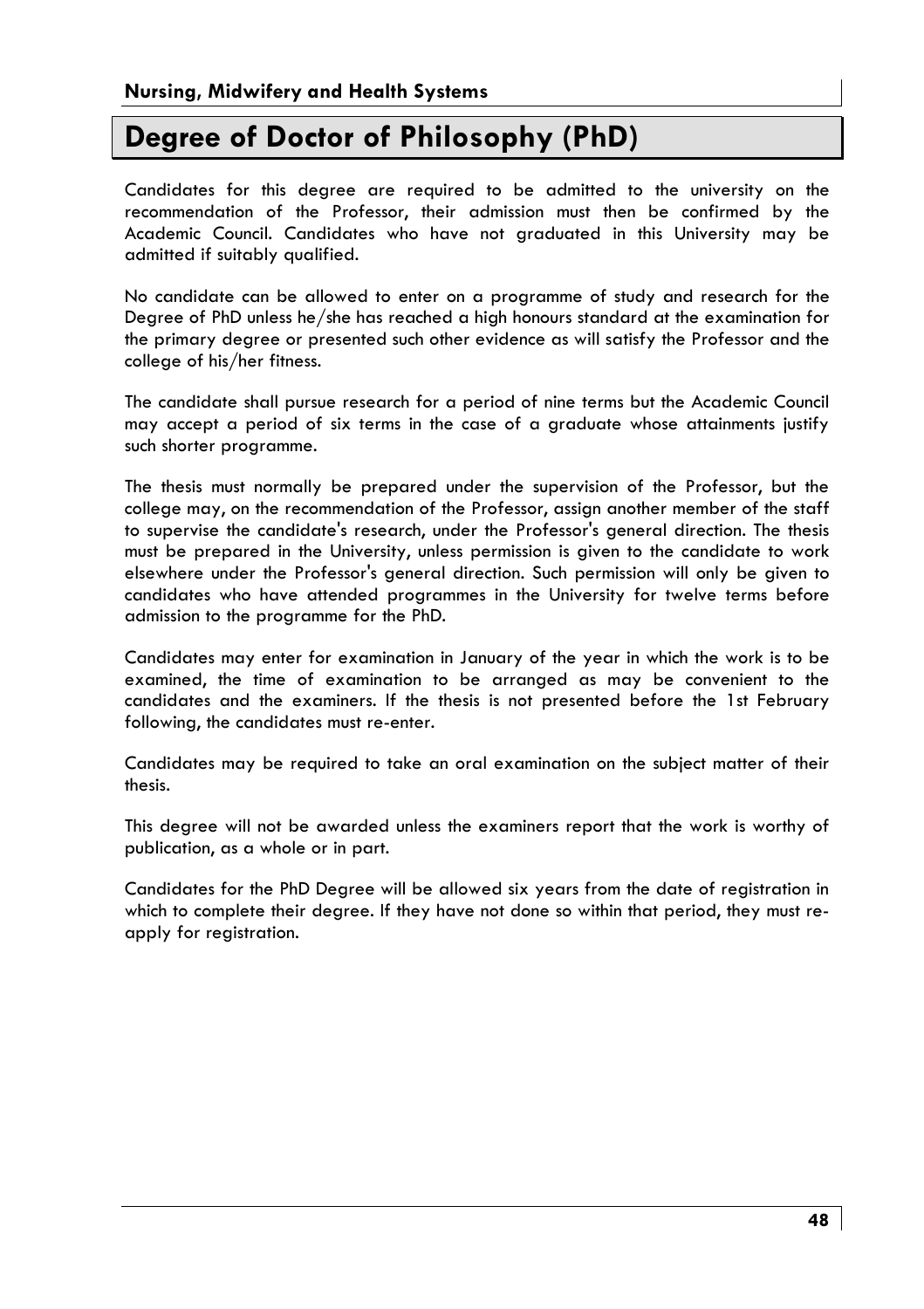## Degree of Doctor of Philosophy (PhD)

Candidates for this degree are required to be admitted to the university on the recommendation of the Professor, their admission must then be confirmed by the Academic Council. Candidates who have not graduated in this University may be admitted if suitably qualified.

No candidate can be allowed to enter on a programme of study and research for the Degree of PhD unless he/she has reached a high honours standard at the examination for the primary degree or presented such other evidence as will satisfy the Professor and the college of his/her fitness.

The candidate shall pursue research for a period of nine terms but the Academic Council may accept a period of six terms in the case of a graduate whose attainments justify such shorter programme.

The thesis must normally be prepared under the supervision of the Professor, but the college may, on the recommendation of the Professor, assign another member of the staff to supervise the candidate's research, under the Professor's general direction. The thesis must be prepared in the University, unless permission is given to the candidate to work elsewhere under the Professor's general direction. Such permission will only be given to candidates who have attended programmes in the University for twelve terms before admission to the programme for the PhD.

Candidates may enter for examination in January of the year in which the work is to be examined, the time of examination to be arranged as may be convenient to the candidates and the examiners. If the thesis is not presented before the 1st February following, the candidates must re-enter.

Candidates may be required to take an oral examination on the subject matter of their thesis.

This degree will not be awarded unless the examiners report that the work is worthy of publication, as a whole or in part.

Candidates for the PhD Degree will be allowed six years from the date of registration in which to complete their degree. If they have not done so within that period, they must re-apply for registration.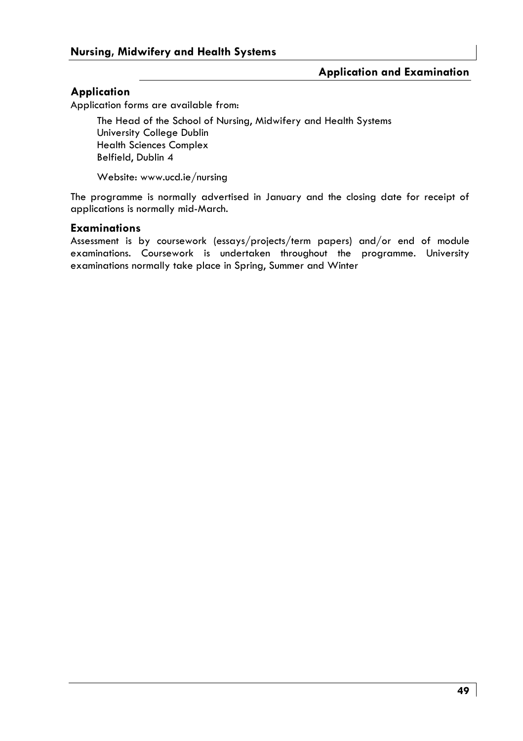## Application

Application forms are available from:

The Head of the School of Nursing, Midwifery and Health Systems
University College Dublin
Health Sciences Complex
Belfield, Dublin 4

Website: www.ucd.ie/nursing

The programme is normally advertised in January and the closing date for receipt of applications is normally mid-March.

## Examinations

Assessment is by coursework (essays/projects/term papers) and/or end of module examinations. Coursework is undertaken throughout the programme. University examinations normally take place in Spring, Summer and Winter